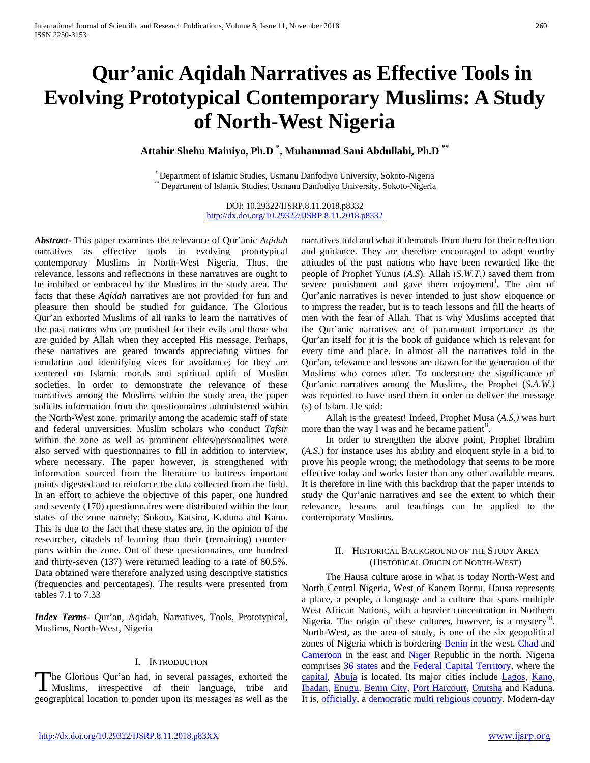# Qur'anic Aqidah Narratives as Effective Tools in Evolving Prototypical Contemporary Muslims: A Study of North-West Nigeria

**Attahir Shehu Mainiyo, Ph.D [*], Muhammad Sani Abdullahi, Ph.D [**]**

[*] Department of Islamic Studies, Usmanu Danfodiyo University, Sokoto-Nigeria
[**] Department of Islamic Studies, Usmanu Danfodiyo University, Sokoto-Nigeria

DOI: 10.29322/IJSRP.8.11.2018.p8332
http://dx.doi.org/10.29322/IJSRP.8.11.2018.p8332

***Abstract*****-** This paper examines the relevance of Qur'anic *Aqidah* narratives as effective tools in evolving prototypical contemporary Muslims in North-West Nigeria. Thus, the relevance, lessons and reflections in these narratives are ought to be imbibed or embraced by the Muslims in the study area. The facts that these *Aqidah* narratives are not provided for fun and pleasure then should be studied for guidance. The Glorious Qur'an exhorted Muslims of all ranks to learn the narratives of the past nations who are punished for their evils and those who are guided by Allah when they accepted His message. Perhaps, these narratives are geared towards appreciating virtues for emulation and identifying vices for avoidance; for they are centered on Islamic morals and spiritual uplift of Muslim societies. In order to demonstrate the relevance of these narratives among the Muslims within the study area, the paper solicits information from the questionnaires administered within the North-West zone, primarily among the academic staff of state and federal universities. Muslim scholars who conduct *Tafsir* within the zone as well as prominent elites/personalities were also served with questionnaires to fill in addition to interview, where necessary. The paper however, is strengthened with information sourced from the literature to buttress important points digested and to reinforce the data collected from the field. In an effort to achieve the objective of this paper, one hundred and seventy (170) questionnaires were distributed within the four states of the zone namely; Sokoto, Katsina, Kaduna and Kano. This is due to the fact that these states are, in the opinion of the researcher, citadels of learning than their (remaining) counter-parts within the zone. Out of these questionnaires, one hundred and thirty-seven (137) were returned leading to a rate of 80.5%. Data obtained were therefore analyzed using descriptive statistics (frequencies and percentages). The results were presented from tables 7.1 to 7.33

***Index Terms*****-** Qur'an, Aqidah, Narratives, Tools, Prototypical, Muslims, North-West, Nigeria

## I. Introduction

The Glorious Qur'an had, in several passages, exhorted the Muslims, irrespective of their language, tribe and geographical location to ponder upon its messages as well as the narratives told and what it demands from them for their reflection and guidance. They are therefore encouraged to adopt worthy attitudes of the past nations who have been rewarded like the people of Prophet Yunus (*A.S*). Allah (*S.W.T.)* saved them from severe punishment and gave them enjoyment[i]. The aim of Qur'anic narratives is never intended to just show eloquence or to impress the reader, but is to teach lessons and fill the hearts of men with the fear of Allah. That is why Muslims accepted that the Qur'anic narratives are of paramount importance as the Qur'an itself for it is the book of guidance which is relevant for every time and place. In almost all the narratives told in the Qur'an, relevance and lessons are drawn for the generation of the Muslims who comes after. To underscore the significance of Qur'anic narratives among the Muslims, the Prophet (*S.A.W.)* was reported to have used them in order to deliver the message (s) of Islam. He said:

Allah is the greatest! Indeed, Prophet Musa (*A.S.)* was hurt more than the way I was and he became patient[ii].

In order to strengthen the above point, Prophet Ibrahim (*A.S.*) for instance uses his ability and eloquent style in a bid to prove his people wrong; the methodology that seems to be more effective today and works faster than any other available means. It is therefore in line with this backdrop that the paper intends to study the Qur'anic narratives and see the extent to which their relevance, lessons and teachings can be applied to the contemporary Muslims.

## II. Historical Background of the Study Area (Historical Origin of North-West)

The Hausa culture arose in what is today North-West and North Central Nigeria, West of Kanem Bornu. Hausa represents a place, a people, a language and a culture that spans multiple West African Nations, with a heavier concentration in Northern Nigeria. The origin of these cultures, however, is a mystery[iii]. North-West, as the area of study, is one of the six geopolitical zones of Nigeria which is bordering Benin in the west, Chad and Cameroon in the east and Niger Republic in the north. Nigeria comprises 36 states and the Federal Capital Territory, where the capital, Abuja is located. Its major cities include Lagos, Kano, Ibadan, Enugu, Benin City, Port Harcourt, Onitsha and Kaduna. It is, officially, a democratic multi religious country. Modern-day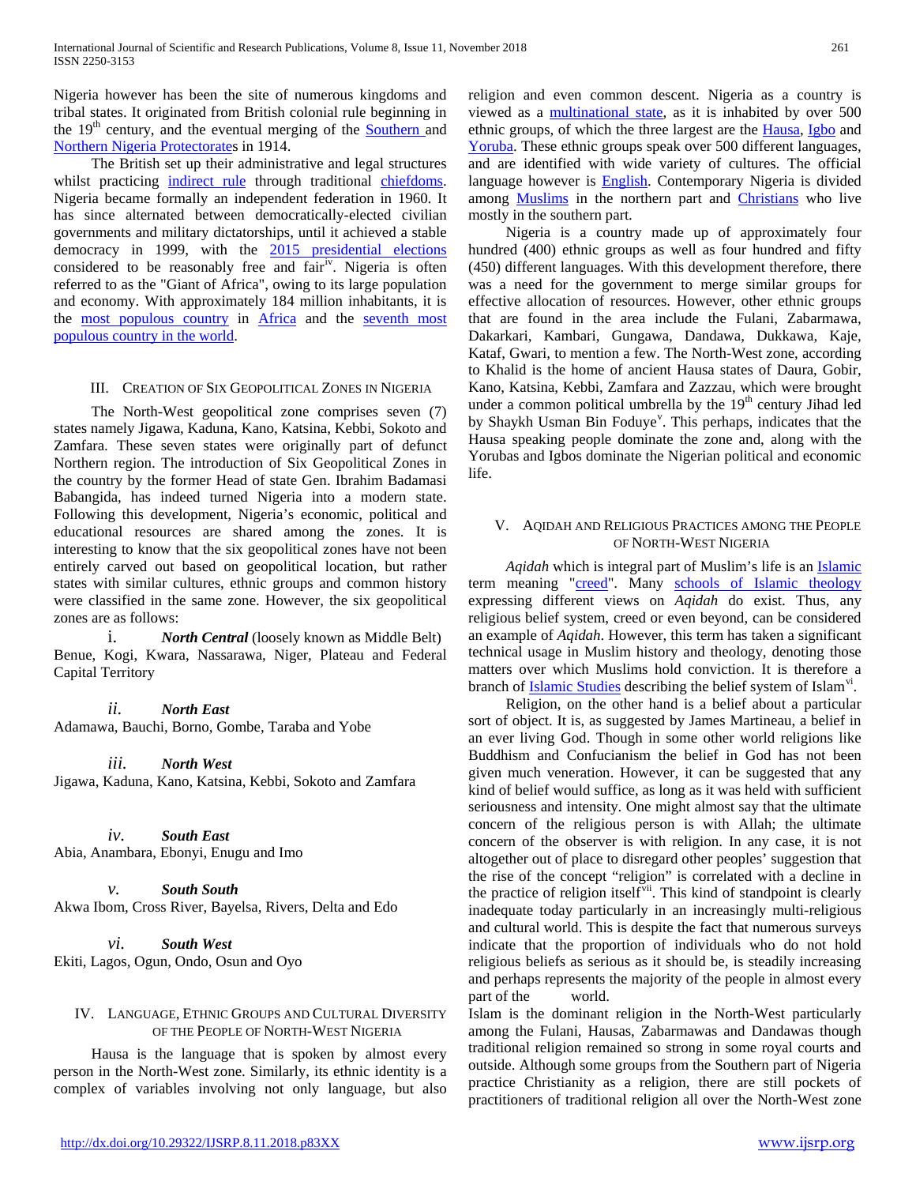Nigeria however has been the site of numerous kingdoms and tribal states. It originated from British colonial rule beginning in the 19th century, and the eventual merging of the Southern and Northern Nigeria Protectorates in 1914.

The British set up their administrative and legal structures whilst practicing indirect rule through traditional chiefdoms. Nigeria became formally an independent federation in 1960. It has since alternated between democratically-elected civilian governments and military dictatorships, until it achieved a stable democracy in 1999, with the 2015 presidential elections considered to be reasonably free and fair[iv]. Nigeria is often referred to as the "Giant of Africa", owing to its large population and economy. With approximately 184 million inhabitants, it is the most populous country in Africa and the seventh most populous country in the world.

## III. Creation of Six Geopolitical Zones in Nigeria

The North-West geopolitical zone comprises seven (7) states namely Jigawa, Kaduna, Kano, Katsina, Kebbi, Sokoto and Zamfara. These seven states were originally part of defunct Northern region. The introduction of Six Geopolitical Zones in the country by the former Head of state Gen. Ibrahim Badamasi Babangida, has indeed turned Nigeria into a modern state. Following this development, Nigeria's economic, political and educational resources are shared among the zones. It is interesting to know that the six geopolitical zones have not been entirely carved out based on geopolitical location, but rather states with similar cultures, ethnic groups and common history were classified in the same zone. However, the six geopolitical zones are as follows:

i. ***North Central*** (loosely known as Middle Belt)
Benue, Kogi, Kwara, Nassarawa, Niger, Plateau and Federal Capital Territory

ii. ***North East***
Adamawa, Bauchi, Borno, Gombe, Taraba and Yobe

iii. ***North West***
Jigawa, Kaduna, Kano, Katsina, Kebbi, Sokoto and Zamfara

iv. ***South East***
Abia, Anambara, Ebonyi, Enugu and Imo

v. ***South South***
Akwa Ibom, Cross River, Bayelsa, Rivers, Delta and Edo

vi. ***South West***
Ekiti, Lagos, Ogun, Ondo, Osun and Oyo

## IV. Language, Ethnic Groups and Cultural Diversity of the People of North-West Nigeria

Hausa is the language that is spoken by almost every person in the North-West zone. Similarly, its ethnic identity is a complex of variables involving not only language, but also religion and even common descent. Nigeria as a country is viewed as a multinational state, as it is inhabited by over 500 ethnic groups, of which the three largest are the Hausa, Igbo and Yoruba. These ethnic groups speak over 500 different languages, and are identified with wide variety of cultures. The official language however is English. Contemporary Nigeria is divided among Muslims in the northern part and Christians who live mostly in the southern part.

Nigeria is a country made up of approximately four hundred (400) ethnic groups as well as four hundred and fifty (450) different languages. With this development therefore, there was a need for the government to merge similar groups for effective allocation of resources. However, other ethnic groups that are found in the area include the Fulani, Zabarmawa, Dakarkari, Kambari, Gungawa, Dandawa, Dukkawa, Kaje, Kataf, Gwari, to mention a few. The North-West zone, according to Khalid is the home of ancient Hausa states of Daura, Gobir, Kano, Katsina, Kebbi, Zamfara and Zazzau, which were brought under a common political umbrella by the 19th century Jihad led by Shaykh Usman Bin Foduye[v]. This perhaps, indicates that the Hausa speaking people dominate the zone and, along with the Yorubas and Igbos dominate the Nigerian political and economic life.

## V. Aqidah and Religious Practices among the People of North-West Nigeria

*Aqidah* which is integral part of Muslim's life is an Islamic term meaning "creed". Many schools of Islamic theology expressing different views on *Aqidah* do exist. Thus, any religious belief system, creed or even beyond, can be considered an example of *Aqidah*. However, this term has taken a significant technical usage in Muslim history and theology, denoting those matters over which Muslims hold conviction. It is therefore a branch of Islamic Studies describing the belief system of Islam[vi].

Religion, on the other hand is a belief about a particular sort of object. It is, as suggested by James Martineau, a belief in an ever living God. Though in some other world religions like Buddhism and Confucianism the belief in God has not been given much veneration. However, it can be suggested that any kind of belief would suffice, as long as it was held with sufficient seriousness and intensity. One might almost say that the ultimate concern of the religious person is with Allah; the ultimate concern of the observer is with religion. In any case, it is not altogether out of place to disregard other peoples' suggestion that the rise of the concept "religion" is correlated with a decline in the practice of religion itself[vii]. This kind of standpoint is clearly inadequate today particularly in an increasingly multi-religious and cultural world. This is despite the fact that numerous surveys indicate that the proportion of individuals who do not hold religious beliefs as serious as it should be, is steadily increasing and perhaps represents the majority of the people in almost every part of the world.

Islam is the dominant religion in the North-West particularly among the Fulani, Hausas, Zabarmawas and Dandawas though traditional religion remained so strong in some royal courts and outside. Although some groups from the Southern part of Nigeria practice Christianity as a religion, there are still pockets of practitioners of traditional religion all over the North-West zone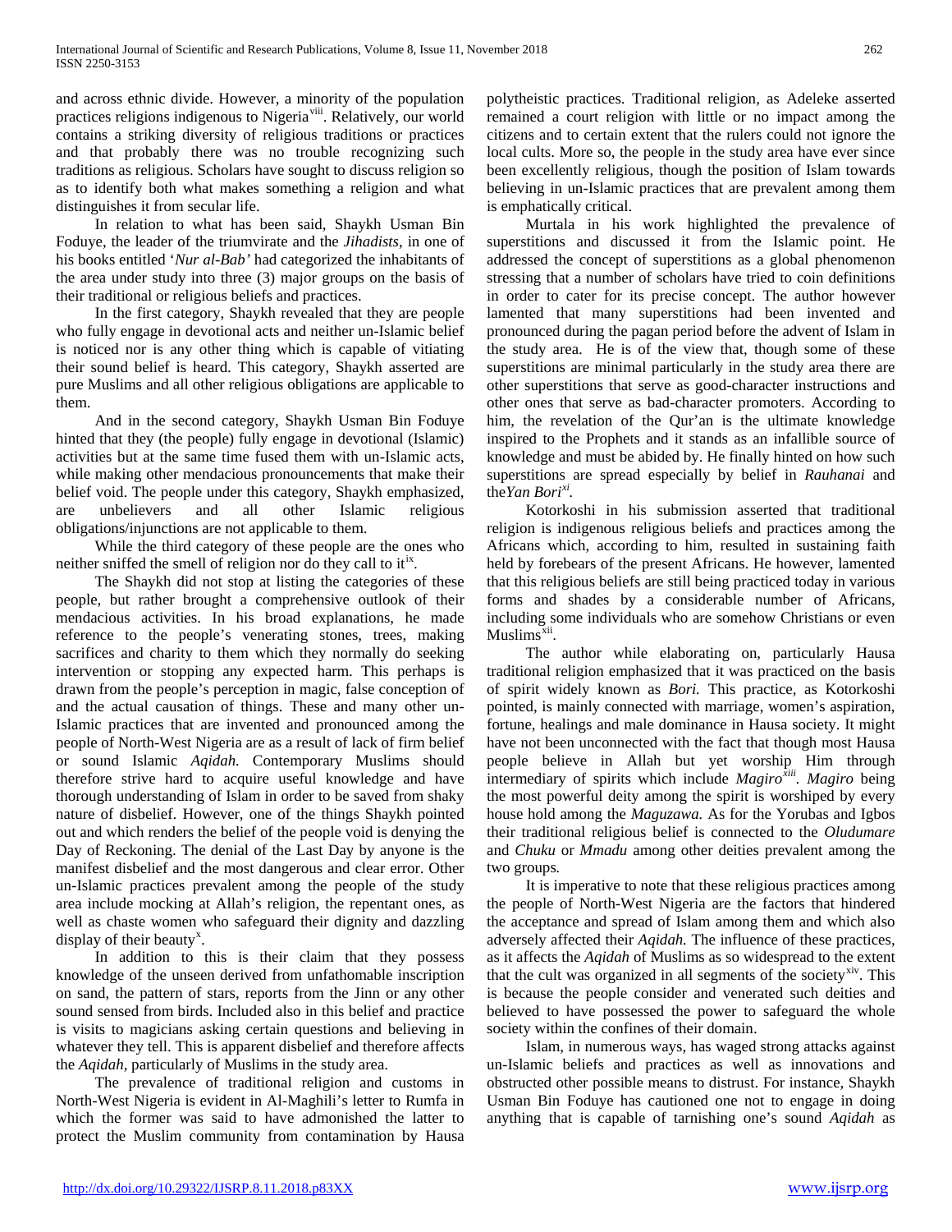and across ethnic divide. However, a minority of the population practices religions indigenous to Nigeria[viii]. Relatively, our world contains a striking diversity of religious traditions or practices and that probably there was no trouble recognizing such traditions as religious. Scholars have sought to discuss religion so as to identify both what makes something a religion and what distinguishes it from secular life.

In relation to what has been said, Shaykh Usman Bin Foduye, the leader of the triumvirate and the *Jihadists*, in one of his books entitled '*Nur al-Bab'* had categorized the inhabitants of the area under study into three (3) major groups on the basis of their traditional or religious beliefs and practices.

In the first category, Shaykh revealed that they are people who fully engage in devotional acts and neither un-Islamic belief is noticed nor is any other thing which is capable of vitiating their sound belief is heard. This category, Shaykh asserted are pure Muslims and all other religious obligations are applicable to them.

And in the second category, Shaykh Usman Bin Foduye hinted that they (the people) fully engage in devotional (Islamic) activities but at the same time fused them with un-Islamic acts, while making other mendacious pronouncements that make their belief void. The people under this category, Shaykh emphasized, are unbelievers and all other Islamic religious obligations/injunctions are not applicable to them.

While the third category of these people are the ones who neither sniffed the smell of religion nor do they call to it[ix].

The Shaykh did not stop at listing the categories of these people, but rather brought a comprehensive outlook of their mendacious activities. In his broad explanations, he made reference to the people's venerating stones, trees, making sacrifices and charity to them which they normally do seeking intervention or stopping any expected harm. This perhaps is drawn from the people's perception in magic, false conception of and the actual causation of things. These and many other un-Islamic practices that are invented and pronounced among the people of North-West Nigeria are as a result of lack of firm belief or sound Islamic *Aqidah.* Contemporary Muslims should therefore strive hard to acquire useful knowledge and have thorough understanding of Islam in order to be saved from shaky nature of disbelief. However, one of the things Shaykh pointed out and which renders the belief of the people void is denying the Day of Reckoning. The denial of the Last Day by anyone is the manifest disbelief and the most dangerous and clear error. Other un-Islamic practices prevalent among the people of the study area include mocking at Allah's religion, the repentant ones, as well as chaste women who safeguard their dignity and dazzling display of their beauty[x].

In addition to this is their claim that they possess knowledge of the unseen derived from unfathomable inscription on sand, the pattern of stars, reports from the Jinn or any other sound sensed from birds. Included also in this belief and practice is visits to magicians asking certain questions and believing in whatever they tell. This is apparent disbelief and therefore affects the *Aqidah,* particularly of Muslims in the study area.

The prevalence of traditional religion and customs in North-West Nigeria is evident in Al-Maghili's letter to Rumfa in which the former was said to have admonished the latter to protect the Muslim community from contamination by Hausa polytheistic practices. Traditional religion, as Adeleke asserted remained a court religion with little or no impact among the citizens and to certain extent that the rulers could not ignore the local cults. More so, the people in the study area have ever since been excellently religious, though the position of Islam towards believing in un-Islamic practices that are prevalent among them is emphatically critical.

Murtala in his work highlighted the prevalence of superstitions and discussed it from the Islamic point. He addressed the concept of superstitions as a global phenomenon stressing that a number of scholars have tried to coin definitions in order to cater for its precise concept. The author however lamented that many superstitions had been invented and pronounced during the pagan period before the advent of Islam in the study area. He is of the view that, though some of these superstitions are minimal particularly in the study area there are other superstitions that serve as good-character instructions and other ones that serve as bad-character promoters. According to him, the revelation of the Qur'an is the ultimate knowledge inspired to the Prophets and it stands as an infallible source of knowledge and must be abided by. He finally hinted on how such superstitions are spread especially by belief in *Rauhanai* and the*Yan Bori*[xi].

Kotorkoshi in his submission asserted that traditional religion is indigenous religious beliefs and practices among the Africans which, according to him, resulted in sustaining faith held by forebears of the present Africans. He however, lamented that this religious beliefs are still being practiced today in various forms and shades by a considerable number of Africans, including some individuals who are somehow Christians or even Muslims[xii].

The author while elaborating on, particularly Hausa traditional religion emphasized that it was practiced on the basis of spirit widely known as *Bori.* This practice, as Kotorkoshi pointed, is mainly connected with marriage, women's aspiration, fortune, healings and male dominance in Hausa society. It might have not been unconnected with the fact that though most Hausa people believe in Allah but yet worship Him through intermediary of spirits which include *Magiro*[xiii]. *Magiro* being the most powerful deity among the spirit is worshiped by every house hold among the *Maguzawa.* As for the Yorubas and Igbos their traditional religious belief is connected to the *Oludumare* and *Chuku* or *Mmadu* among other deities prevalent among the two groups.

It is imperative to note that these religious practices among the people of North-West Nigeria are the factors that hindered the acceptance and spread of Islam among them and which also adversely affected their *Aqidah.* The influence of these practices, as it affects the *Aqidah* of Muslims as so widespread to the extent that the cult was organized in all segments of the society[xiv]. This is because the people consider and venerated such deities and believed to have possessed the power to safeguard the whole society within the confines of their domain.

Islam, in numerous ways, has waged strong attacks against un-Islamic beliefs and practices as well as innovations and obstructed other possible means to distrust. For instance, Shaykh Usman Bin Foduye has cautioned one not to engage in doing anything that is capable of tarnishing one's sound *Aqidah* as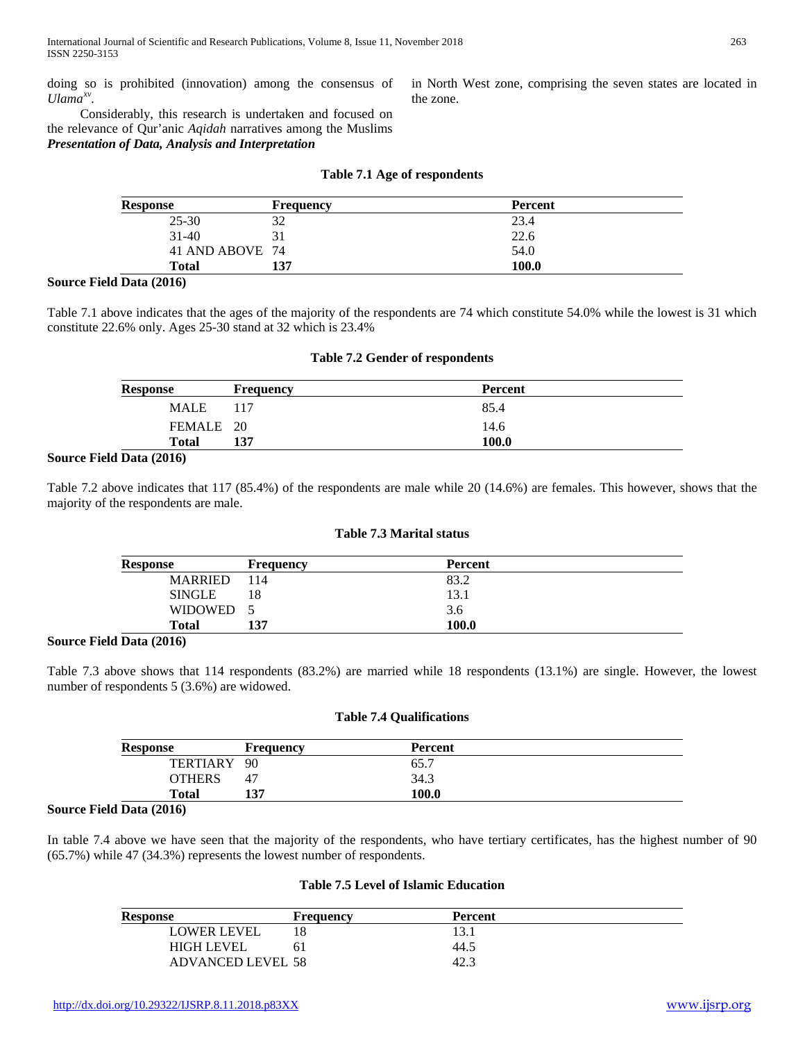doing so is prohibited (innovation) among the consensus of *Ulama*[xv].

Considerably, this research is undertaken and focused on the relevance of Qur'anic *Aqidah* narratives among the Muslims in North West zone, comprising the seven states are located in the zone.

***Presentation of Data, Analysis and Interpretation***

**Table 7.1 Age of respondents**

| Response | Frequency | Percent |
|---|---|---|
| 25-30 | 32 | 23.4 |
| 31-40 | 31 | 22.6 |
| 41 AND ABOVE | 74 | 54.0 |
| **Total** | **137** | **100.0** |

**Source Field Data (2016)**

Table 7.1 above indicates that the ages of the majority of the respondents are 74 which constitute 54.0% while the lowest is 31 which constitute 22.6% only. Ages 25-30 stand at 32 which is 23.4%

**Table 7.2 Gender of respondents**

| Response | Frequency | Percent |
|---|---|---|
| MALE | 117 | 85.4 |
| FEMALE | 20 | 14.6 |
| **Total** | **137** | **100.0** |

**Source Field Data (2016)**

Table 7.2 above indicates that 117 (85.4%) of the respondents are male while 20 (14.6%) are females. This however, shows that the majority of the respondents are male.

**Table 7.3 Marital status**

| Response | Frequency | Percent |
|---|---|---|
| MARRIED | 114 | 83.2 |
| SINGLE | 18 | 13.1 |
| WIDOWED | 5 | 3.6 |
| **Total** | **137** | **100.0** |

**Source Field Data (2016)**

Table 7.3 above shows that 114 respondents (83.2%) are married while 18 respondents (13.1%) are single. However, the lowest number of respondents 5 (3.6%) are widowed.

**Table 7.4 Qualifications**

| Response | Frequency | Percent |
|---|---|---|
| TERTIARY | 90 | 65.7 |
| OTHERS | 47 | 34.3 |
| **Total** | **137** | **100.0** |

**Source Field Data (2016)**

In table 7.4 above we have seen that the majority of the respondents, who have tertiary certificates, has the highest number of 90 (65.7%) while 47 (34.3%) represents the lowest number of respondents.

**Table 7.5 Level of Islamic Education**

| Response | Frequency | Percent |
|---|---|---|
| LOWER LEVEL | 18 | 13.1 |
| HIGH LEVEL | 61 | 44.5 |
| ADVANCED LEVEL | 58 | 42.3 |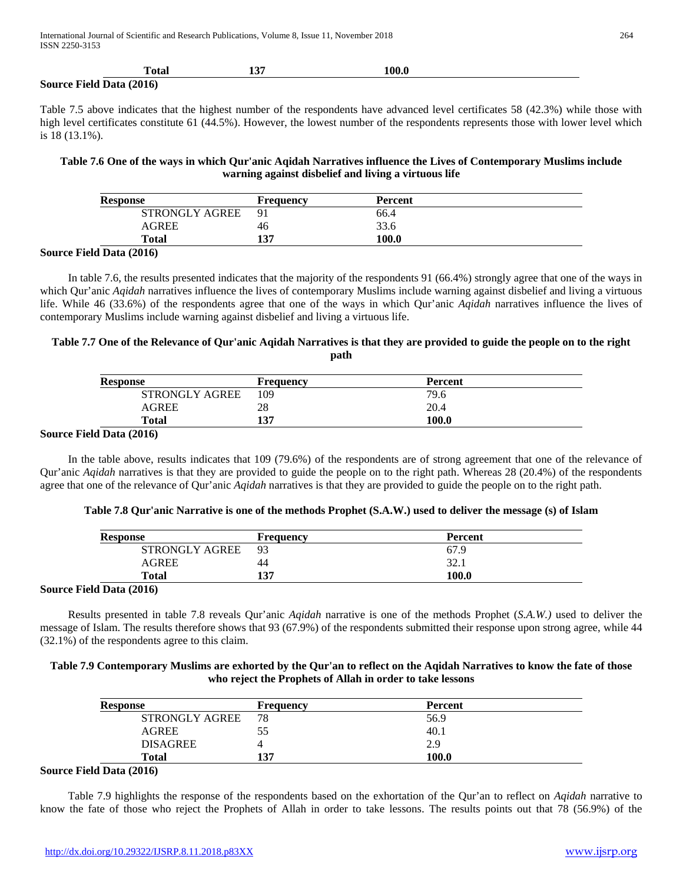| | | |
|---|---|---|
| **Total** | **137** | **100.0** |

**Source Field Data (2016)**

Table 7.5 above indicates that the highest number of the respondents have advanced level certificates 58 (42.3%) while those with high level certificates constitute 61 (44.5%). However, the lowest number of the respondents represents those with lower level which is 18 (13.1%).

**Table 7.6 One of the ways in which Qur'anic Aqidah Narratives influence the Lives of Contemporary Muslims include warning against disbelief and living a virtuous life**

| Response | Frequency | Percent |
|---|---|---|
| STRONGLY AGREE | 91 | 66.4 |
| AGREE | 46 | 33.6 |
| **Total** | **137** | **100.0** |

**Source Field Data (2016)**

In table 7.6, the results presented indicates that the majority of the respondents 91 (66.4%) strongly agree that one of the ways in which Qur'anic *Aqidah* narratives influence the lives of contemporary Muslims include warning against disbelief and living a virtuous life. While 46 (33.6%) of the respondents agree that one of the ways in which Qur'anic *Aqidah* narratives influence the lives of contemporary Muslims include warning against disbelief and living a virtuous life.

**Table 7.7 One of the Relevance of Qur'anic Aqidah Narratives is that they are provided to guide the people on to the right path**

| Response | Frequency | Percent |
|---|---|---|
| STRONGLY AGREE | 109 | 79.6 |
| AGREE | 28 | 20.4 |
| **Total** | **137** | **100.0** |

**Source Field Data (2016)**

In the table above, results indicates that 109 (79.6%) of the respondents are of strong agreement that one of the relevance of Qur'anic *Aqidah* narratives is that they are provided to guide the people on to the right path. Whereas 28 (20.4%) of the respondents agree that one of the relevance of Qur'anic *Aqidah* narratives is that they are provided to guide the people on to the right path.

**Table 7.8 Qur'anic Narrative is one of the methods Prophet (S.A.W.) used to deliver the message (s) of Islam**

| Response | Frequency | Percent |
|---|---|---|
| STRONGLY AGREE | 93 | 67.9 |
| AGREE | 44 | 32.1 |
| **Total** | **137** | **100.0** |

**Source Field Data (2016)**

Results presented in table 7.8 reveals Qur'anic *Aqidah* narrative is one of the methods Prophet (*S.A.W.)* used to deliver the message of Islam. The results therefore shows that 93 (67.9%) of the respondents submitted their response upon strong agree, while 44 (32.1%) of the respondents agree to this claim.

**Table 7.9 Contemporary Muslims are exhorted by the Qur'an to reflect on the Aqidah Narratives to know the fate of those who reject the Prophets of Allah in order to take lessons**

| Response | Frequency | Percent |
|---|---|---|
| STRONGLY AGREE | 78 | 56.9 |
| AGREE | 55 | 40.1 |
| DISAGREE | 4 | 2.9 |
| **Total** | **137** | **100.0** |

**Source Field Data (2016)**

Table 7.9 highlights the response of the respondents based on the exhortation of the Qur'an to reflect on *Aqidah* narrative to know the fate of those who reject the Prophets of Allah in order to take lessons. The results points out that 78 (56.9%) of the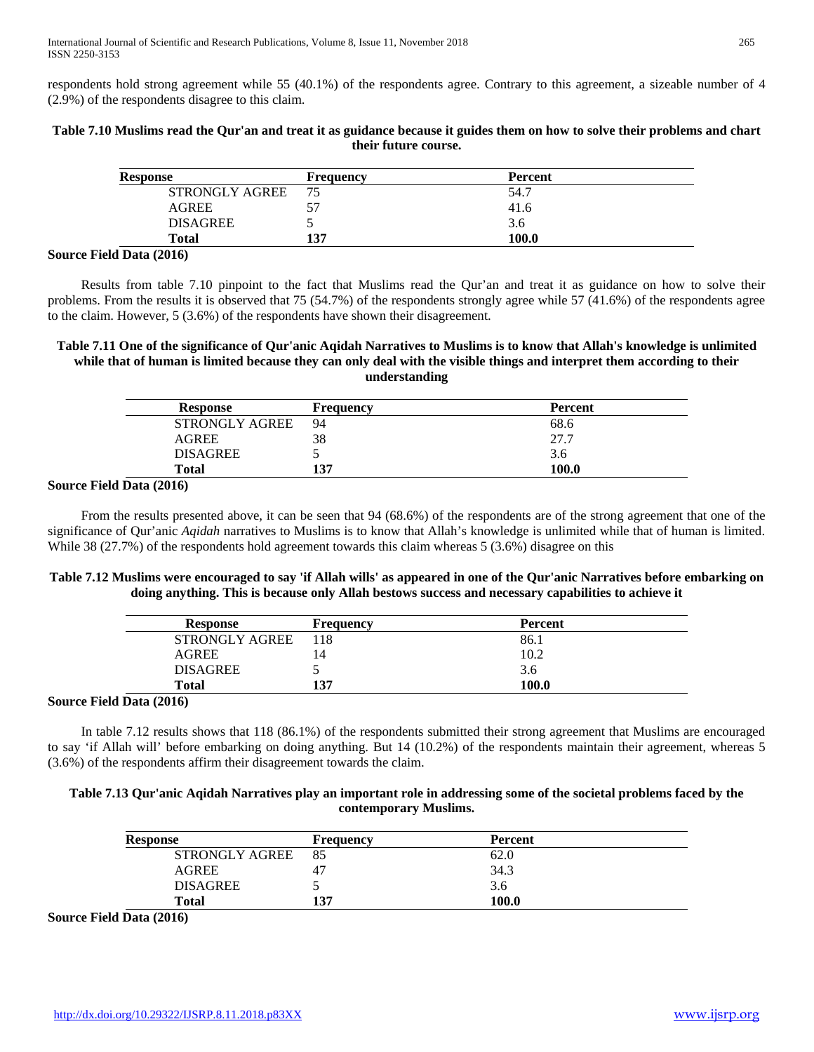respondents hold strong agreement while 55 (40.1%) of the respondents agree. Contrary to this agreement, a sizeable number of 4 (2.9%) of the respondents disagree to this claim.

**Table 7.10 Muslims read the Qur'an and treat it as guidance because it guides them on how to solve their problems and chart their future course.**

| Response | Frequency | Percent |
|---|---|---|
| STRONGLY AGREE | 75 | 54.7 |
| AGREE | 57 | 41.6 |
| DISAGREE | 5 | 3.6 |
| **Total** | **137** | **100.0** |

**Source Field Data (2016)**

Results from table 7.10 pinpoint to the fact that Muslims read the Qur'an and treat it as guidance on how to solve their problems. From the results it is observed that 75 (54.7%) of the respondents strongly agree while 57 (41.6%) of the respondents agree to the claim. However, 5 (3.6%) of the respondents have shown their disagreement.

**Table 7.11 One of the significance of Qur'anic Aqidah Narratives to Muslims is to know that Allah's knowledge is unlimited while that of human is limited because they can only deal with the visible things and interpret them according to their understanding**

| Response | Frequency | Percent |
|---|---|---|
| STRONGLY AGREE | 94 | 68.6 |
| AGREE | 38 | 27.7 |
| DISAGREE | 5 | 3.6 |
| **Total** | **137** | **100.0** |

**Source Field Data (2016)**

From the results presented above, it can be seen that 94 (68.6%) of the respondents are of the strong agreement that one of the significance of Qur'anic *Aqidah* narratives to Muslims is to know that Allah's knowledge is unlimited while that of human is limited. While 38 (27.7%) of the respondents hold agreement towards this claim whereas 5 (3.6%) disagree on this

**Table 7.12 Muslims were encouraged to say 'if Allah wills' as appeared in one of the Qur'anic Narratives before embarking on doing anything. This is because only Allah bestows success and necessary capabilities to achieve it**

| Response | Frequency | Percent |
|---|---|---|
| STRONGLY AGREE | 118 | 86.1 |
| AGREE | 14 | 10.2 |
| DISAGREE | 5 | 3.6 |
| **Total** | **137** | **100.0** |

**Source Field Data (2016)**

In table 7.12 results shows that 118 (86.1%) of the respondents submitted their strong agreement that Muslims are encouraged to say 'if Allah will' before embarking on doing anything. But 14 (10.2%) of the respondents maintain their agreement, whereas 5 (3.6%) of the respondents affirm their disagreement towards the claim.

**Table 7.13 Qur'anic Aqidah Narratives play an important role in addressing some of the societal problems faced by the contemporary Muslims.**

| Response | Frequency | Percent |
|---|---|---|
| STRONGLY AGREE | 85 | 62.0 |
| AGREE | 47 | 34.3 |
| DISAGREE | 5 | 3.6 |
| **Total** | **137** | **100.0** |

**Source Field Data (2016)**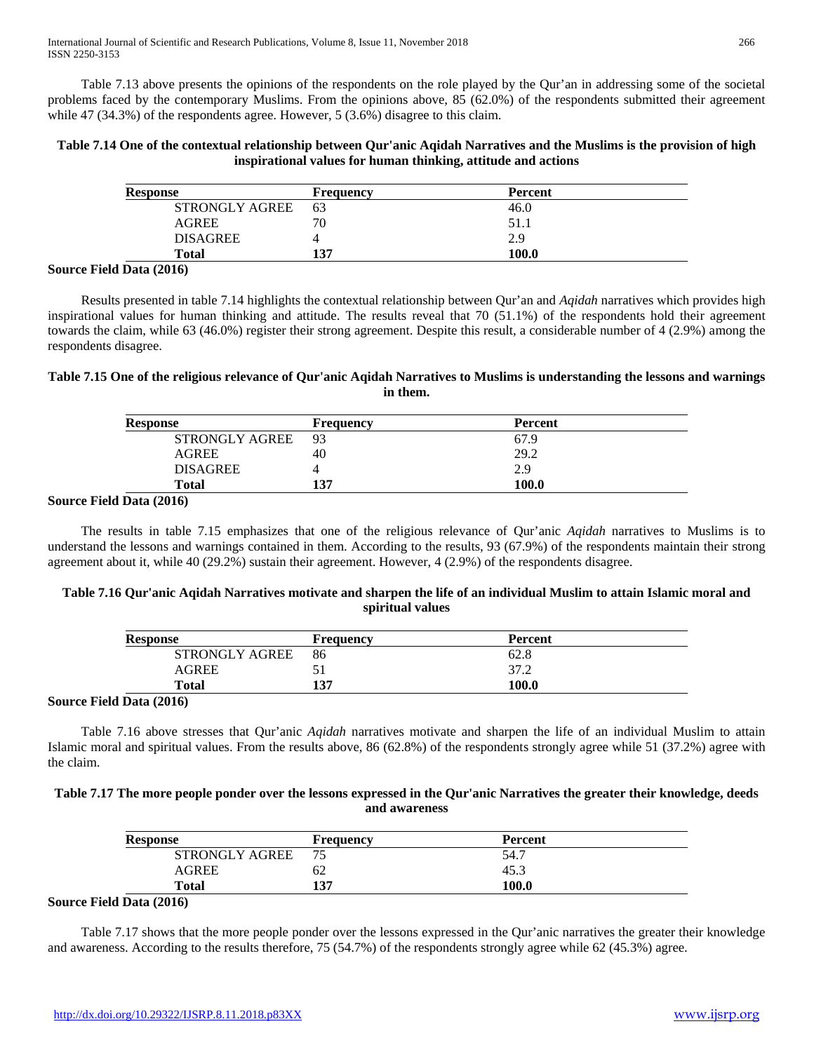Table 7.13 above presents the opinions of the respondents on the role played by the Qur'an in addressing some of the societal problems faced by the contemporary Muslims. From the opinions above, 85 (62.0%) of the respondents submitted their agreement while 47 (34.3%) of the respondents agree. However, 5 (3.6%) disagree to this claim.

**Table 7.14 One of the contextual relationship between Qur'anic Aqidah Narratives and the Muslims is the provision of high inspirational values for human thinking, attitude and actions**

| Response | Frequency | Percent |
|---|---|---|
| STRONGLY AGREE | 63 | 46.0 |
| AGREE | 70 | 51.1 |
| DISAGREE | 4 | 2.9 |
| **Total** | **137** | **100.0** |

**Source Field Data (2016)**

Results presented in table 7.14 highlights the contextual relationship between Qur'an and *Aqidah* narratives which provides high inspirational values for human thinking and attitude. The results reveal that 70 (51.1%) of the respondents hold their agreement towards the claim, while 63 (46.0%) register their strong agreement. Despite this result, a considerable number of 4 (2.9%) among the respondents disagree.

**Table 7.15 One of the religious relevance of Qur'anic Aqidah Narratives to Muslims is understanding the lessons and warnings in them.**

| Response | Frequency | Percent |
|---|---|---|
| STRONGLY AGREE | 93 | 67.9 |
| AGREE | 40 | 29.2 |
| DISAGREE | 4 | 2.9 |
| **Total** | **137** | **100.0** |

**Source Field Data (2016)**

The results in table 7.15 emphasizes that one of the religious relevance of Qur'anic *Aqidah* narratives to Muslims is to understand the lessons and warnings contained in them. According to the results, 93 (67.9%) of the respondents maintain their strong agreement about it, while 40 (29.2%) sustain their agreement. However, 4 (2.9%) of the respondents disagree.

**Table 7.16 Qur'anic Aqidah Narratives motivate and sharpen the life of an individual Muslim to attain Islamic moral and spiritual values**

| Response | Frequency | Percent |
|---|---|---|
| STRONGLY AGREE | 86 | 62.8 |
| AGREE | 51 | 37.2 |
| **Total** | **137** | **100.0** |

**Source Field Data (2016)**

Table 7.16 above stresses that Qur'anic *Aqidah* narratives motivate and sharpen the life of an individual Muslim to attain Islamic moral and spiritual values. From the results above, 86 (62.8%) of the respondents strongly agree while 51 (37.2%) agree with the claim.

**Table 7.17 The more people ponder over the lessons expressed in the Qur'anic Narratives the greater their knowledge, deeds and awareness**

| Response | Frequency | Percent |
|---|---|---|
| STRONGLY AGREE | 75 | 54.7 |
| AGREE | 62 | 45.3 |
| **Total** | **137** | **100.0** |

**Source Field Data (2016)**

Table 7.17 shows that the more people ponder over the lessons expressed in the Qur'anic narratives the greater their knowledge and awareness. According to the results therefore, 75 (54.7%) of the respondents strongly agree while 62 (45.3%) agree.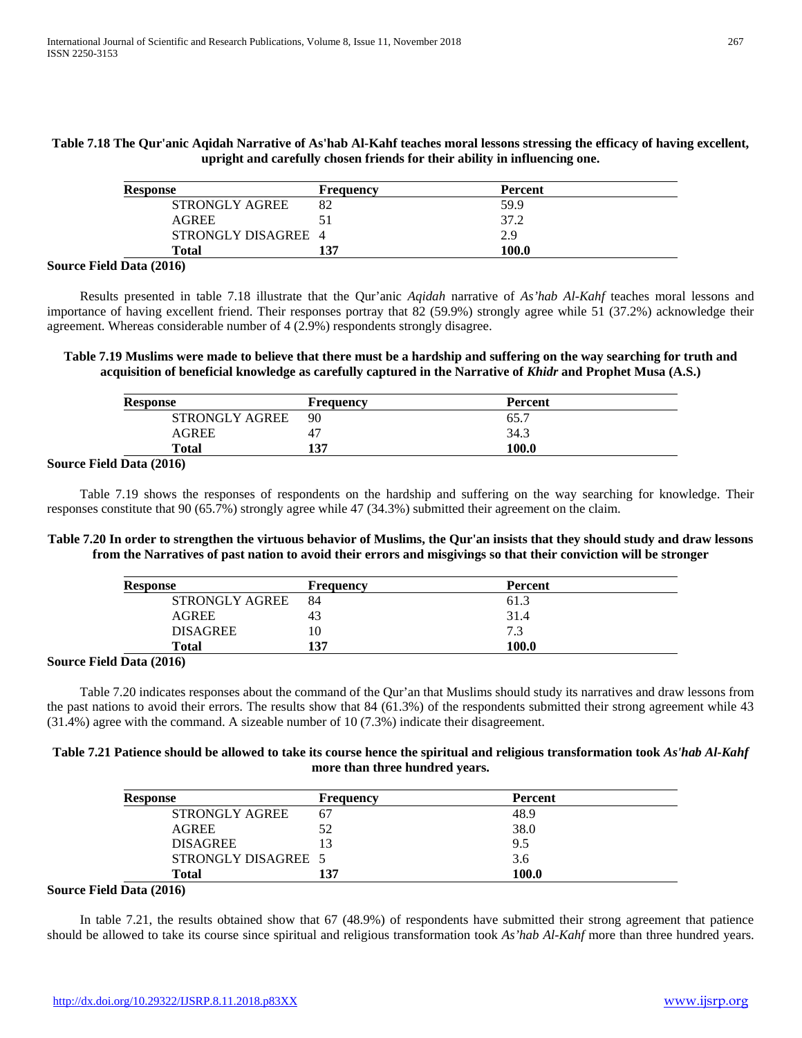**Table 7.18 The Qur'anic Aqidah Narrative of As'hab Al-Kahf teaches moral lessons stressing the efficacy of having excellent, upright and carefully chosen friends for their ability in influencing one.**

| Response | Frequency | Percent |
|---|---|---|
| STRONGLY AGREE | 82 | 59.9 |
| AGREE | 51 | 37.2 |
| STRONGLY DISAGREE | 4 | 2.9 |
| **Total** | **137** | **100.0** |

**Source Field Data (2016)**

Results presented in table 7.18 illustrate that the Qur'anic *Aqidah* narrative of *As'hab Al-Kahf* teaches moral lessons and importance of having excellent friend. Their responses portray that 82 (59.9%) strongly agree while 51 (37.2%) acknowledge their agreement. Whereas considerable number of 4 (2.9%) respondents strongly disagree.

**Table 7.19 Muslims were made to believe that there must be a hardship and suffering on the way searching for truth and acquisition of beneficial knowledge as carefully captured in the Narrative of *Khidr* and Prophet Musa (A.S.)**

| Response | Frequency | Percent |
|---|---|---|
| STRONGLY AGREE | 90 | 65.7 |
| AGREE | 47 | 34.3 |
| **Total** | **137** | **100.0** |

**Source Field Data (2016)**

Table 7.19 shows the responses of respondents on the hardship and suffering on the way searching for knowledge. Their responses constitute that 90 (65.7%) strongly agree while 47 (34.3%) submitted their agreement on the claim.

**Table 7.20 In order to strengthen the virtuous behavior of Muslims, the Qur'an insists that they should study and draw lessons from the Narratives of past nation to avoid their errors and misgivings so that their conviction will be stronger**

| Response | Frequency | Percent |
|---|---|---|
| STRONGLY AGREE | 84 | 61.3 |
| AGREE | 43 | 31.4 |
| DISAGREE | 10 | 7.3 |
| **Total** | **137** | **100.0** |

**Source Field Data (2016)**

Table 7.20 indicates responses about the command of the Qur'an that Muslims should study its narratives and draw lessons from the past nations to avoid their errors. The results show that 84 (61.3%) of the respondents submitted their strong agreement while 43 (31.4%) agree with the command. A sizeable number of 10 (7.3%) indicate their disagreement.

**Table 7.21 Patience should be allowed to take its course hence the spiritual and religious transformation took *As'hab Al-Kahf* more than three hundred years.**

| Response | Frequency | Percent |
|---|---|---|
| STRONGLY AGREE | 67 | 48.9 |
| AGREE | 52 | 38.0 |
| DISAGREE | 13 | 9.5 |
| STRONGLY DISAGREE | 5 | 3.6 |
| **Total** | **137** | **100.0** |

**Source Field Data (2016)**

In table 7.21, the results obtained show that 67 (48.9%) of respondents have submitted their strong agreement that patience should be allowed to take its course since spiritual and religious transformation took *As'hab Al-Kahf* more than three hundred years.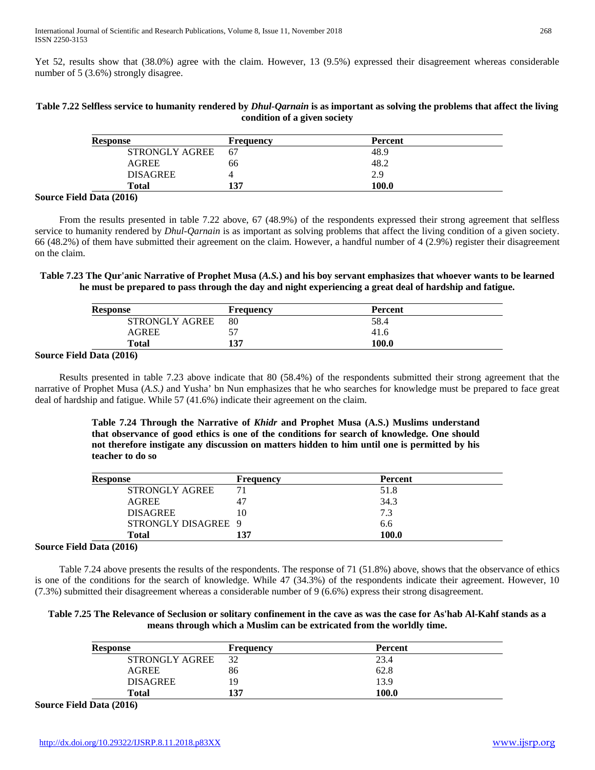Yet 52, results show that (38.0%) agree with the claim. However, 13 (9.5%) expressed their disagreement whereas considerable number of 5 (3.6%) strongly disagree.

**Table 7.22 Selfless service to humanity rendered by *Dhul-Qarnain* is as important as solving the problems that affect the living condition of a given society**

| Response | Frequency | Percent |
|---|---|---|
| STRONGLY AGREE | 67 | 48.9 |
| AGREE | 66 | 48.2 |
| DISAGREE | 4 | 2.9 |
| **Total** | **137** | **100.0** |

**Source Field Data (2016)**

From the results presented in table 7.22 above, 67 (48.9%) of the respondents expressed their strong agreement that selfless service to humanity rendered by *Dhul-Qarnain* is as important as solving problems that affect the living condition of a given society. 66 (48.2%) of them have submitted their agreement on the claim. However, a handful number of 4 (2.9%) register their disagreement on the claim.

**Table 7.23 The Qur'anic Narrative of Prophet Musa (*A.S.*) and his boy servant emphasizes that whoever wants to be learned he must be prepared to pass through the day and night experiencing a great deal of hardship and fatigue.**

| Response | Frequency | Percent |
|---|---|---|
| STRONGLY AGREE | 80 | 58.4 |
| AGREE | 57 | 41.6 |
| **Total** | **137** | **100.0** |

**Source Field Data (2016)**

Results presented in table 7.23 above indicate that 80 (58.4%) of the respondents submitted their strong agreement that the narrative of Prophet Musa (*A.S.)* and Yusha' bn Nun emphasizes that he who searches for knowledge must be prepared to face great deal of hardship and fatigue. While 57 (41.6%) indicate their agreement on the claim.

**Table 7.24 Through the Narrative of *Khidr* and Prophet Musa (A.S.) Muslims understand that observance of good ethics is one of the conditions for search of knowledge. One should not therefore instigate any discussion on matters hidden to him until one is permitted by his teacher to do so**

| Response | Frequency | Percent |
|---|---|---|
| STRONGLY AGREE | 71 | 51.8 |
| AGREE | 47 | 34.3 |
| DISAGREE | 10 | 7.3 |
| STRONGLY DISAGREE | 9 | 6.6 |
| **Total** | **137** | **100.0** |

**Source Field Data (2016)**

Table 7.24 above presents the results of the respondents. The response of 71 (51.8%) above, shows that the observance of ethics is one of the conditions for the search of knowledge. While 47 (34.3%) of the respondents indicate their agreement. However, 10 (7.3%) submitted their disagreement whereas a considerable number of 9 (6.6%) express their strong disagreement.

**Table 7.25 The Relevance of Seclusion or solitary confinement in the cave as was the case for As'hab Al-Kahf stands as a means through which a Muslim can be extricated from the worldly time.**

| Response | Frequency | Percent |
|---|---|---|
| STRONGLY AGREE | 32 | 23.4 |
| AGREE | 86 | 62.8 |
| DISAGREE | 19 | 13.9 |
| **Total** | **137** | **100.0** |

**Source Field Data (2016)**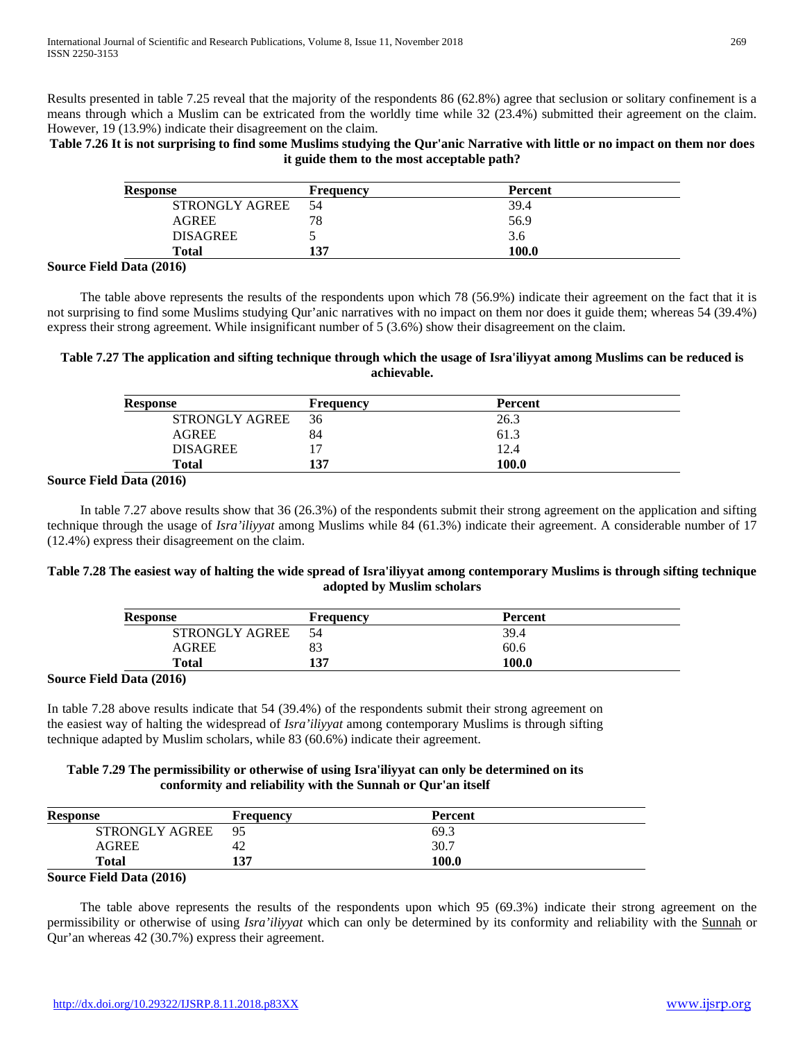Results presented in table 7.25 reveal that the majority of the respondents 86 (62.8%) agree that seclusion or solitary confinement is a means through which a Muslim can be extricated from the worldly time while 32 (23.4%) submitted their agreement on the claim. However, 19 (13.9%) indicate their disagreement on the claim.

**Table 7.26 It is not surprising to find some Muslims studying the Qur'anic Narrative with little or no impact on them nor does it guide them to the most acceptable path?**

| Response | Frequency | Percent |
|---|---|---|
| STRONGLY AGREE | 54 | 39.4 |
| AGREE | 78 | 56.9 |
| DISAGREE | 5 | 3.6 |
| **Total** | **137** | **100.0** |

**Source Field Data (2016)**

The table above represents the results of the respondents upon which 78 (56.9%) indicate their agreement on the fact that it is not surprising to find some Muslims studying Qur'anic narratives with no impact on them nor does it guide them; whereas 54 (39.4%) express their strong agreement. While insignificant number of 5 (3.6%) show their disagreement on the claim.

**Table 7.27 The application and sifting technique through which the usage of Isra'iliyyat among Muslims can be reduced is achievable.**

| Response | Frequency | Percent |
|---|---|---|
| STRONGLY AGREE | 36 | 26.3 |
| AGREE | 84 | 61.3 |
| DISAGREE | 17 | 12.4 |
| **Total** | **137** | **100.0** |

**Source Field Data (2016)**

In table 7.27 above results show that 36 (26.3%) of the respondents submit their strong agreement on the application and sifting technique through the usage of *Isra'iliyyat* among Muslims while 84 (61.3%) indicate their agreement. A considerable number of 17 (12.4%) express their disagreement on the claim.

**Table 7.28 The easiest way of halting the wide spread of Isra'iliyyat among contemporary Muslims is through sifting technique adopted by Muslim scholars**

| Response | Frequency | Percent |
|---|---|---|
| STRONGLY AGREE | 54 | 39.4 |
| AGREE | 83 | 60.6 |
| **Total** | **137** | **100.0** |

**Source Field Data (2016)**

In table 7.28 above results indicate that 54 (39.4%) of the respondents submit their strong agreement on the easiest way of halting the widespread of *Isra'iliyyat* among contemporary Muslims is through sifting technique adapted by Muslim scholars, while 83 (60.6%) indicate their agreement.

**Table 7.29 The permissibility or otherwise of using Isra'iliyyat can only be determined on its conformity and reliability with the Sunnah or Qur'an itself**

| Response | Frequency | Percent |
|---|---|---|
| STRONGLY AGREE | 95 | 69.3 |
| AGREE | 42 | 30.7 |
| **Total** | **137** | **100.0** |

**Source Field Data (2016)**

The table above represents the results of the respondents upon which 95 (69.3%) indicate their strong agreement on the permissibility or otherwise of using *Isra'iliyyat* which can only be determined by its conformity and reliability with the Sunnah or Qur'an whereas 42 (30.7%) express their agreement.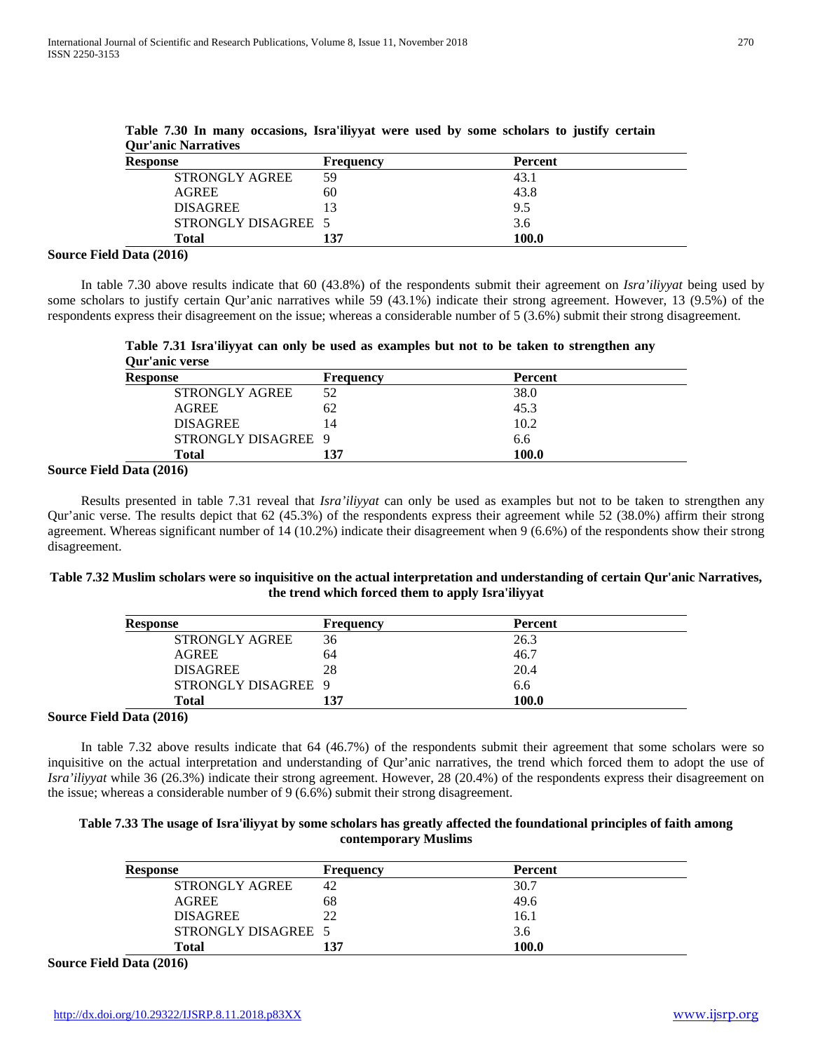**Table 7.30 In many occasions, Isra'iliyyat were used by some scholars to justify certain Qur'anic Narratives**

| Response | Frequency | Percent |
|---|---|---|
| STRONGLY AGREE | 59 | 43.1 |
| AGREE | 60 | 43.8 |
| DISAGREE | 13 | 9.5 |
| STRONGLY DISAGREE | 5 | 3.6 |
| **Total** | **137** | **100.0** |

**Source Field Data (2016)**

In table 7.30 above results indicate that 60 (43.8%) of the respondents submit their agreement on *Isra'iliyyat* being used by some scholars to justify certain Qur'anic narratives while 59 (43.1%) indicate their strong agreement. However, 13 (9.5%) of the respondents express their disagreement on the issue; whereas a considerable number of 5 (3.6%) submit their strong disagreement.

**Table 7.31 Isra'iliyyat can only be used as examples but not to be taken to strengthen any Qur'anic verse**

| Response | Frequency | Percent |
|---|---|---|
| STRONGLY AGREE | 52 | 38.0 |
| AGREE | 62 | 45.3 |
| DISAGREE | 14 | 10.2 |
| STRONGLY DISAGREE | 9 | 6.6 |
| **Total** | **137** | **100.0** |

**Source Field Data (2016)**

Results presented in table 7.31 reveal that *Isra'iliyyat* can only be used as examples but not to be taken to strengthen any Qur'anic verse. The results depict that 62 (45.3%) of the respondents express their agreement while 52 (38.0%) affirm their strong agreement. Whereas significant number of 14 (10.2%) indicate their disagreement when 9 (6.6%) of the respondents show their strong disagreement.

**Table 7.32 Muslim scholars were so inquisitive on the actual interpretation and understanding of certain Qur'anic Narratives, the trend which forced them to apply Isra'iliyyat**

| Response | Frequency | Percent |
|---|---|---|
| STRONGLY AGREE | 36 | 26.3 |
| AGREE | 64 | 46.7 |
| DISAGREE | 28 | 20.4 |
| STRONGLY DISAGREE | 9 | 6.6 |
| **Total** | **137** | **100.0** |

**Source Field Data (2016)**

In table 7.32 above results indicate that 64 (46.7%) of the respondents submit their agreement that some scholars were so inquisitive on the actual interpretation and understanding of Qur'anic narratives, the trend which forced them to adopt the use of *Isra'iliyyat* while 36 (26.3%) indicate their strong agreement. However, 28 (20.4%) of the respondents express their disagreement on the issue; whereas a considerable number of 9 (6.6%) submit their strong disagreement.

**Table 7.33 The usage of Isra'iliyyat by some scholars has greatly affected the foundational principles of faith among contemporary Muslims**

| Response | Frequency | Percent |
|---|---|---|
| STRONGLY AGREE | 42 | 30.7 |
| AGREE | 68 | 49.6 |
| DISAGREE | 22 | 16.1 |
| STRONGLY DISAGREE | 5 | 3.6 |
| **Total** | **137** | **100.0** |

**Source Field Data (2016)**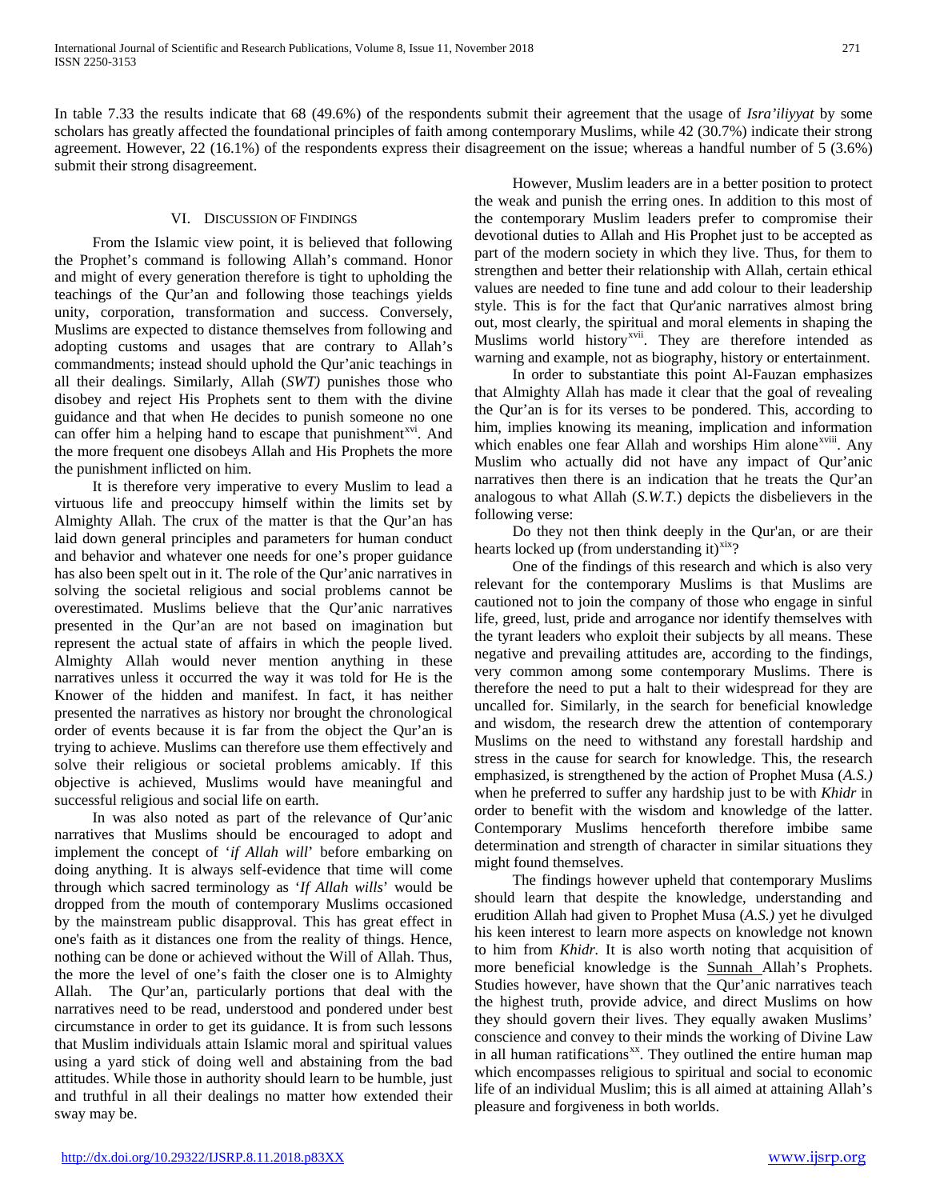In table 7.33 the results indicate that 68 (49.6%) of the respondents submit their agreement that the usage of *Isra'iliyyat* by some scholars has greatly affected the foundational principles of faith among contemporary Muslims, while 42 (30.7%) indicate their strong agreement. However, 22 (16.1%) of the respondents express their disagreement on the issue; whereas a handful number of 5 (3.6%) submit their strong disagreement.

## VI. Discussion of Findings

From the Islamic view point, it is believed that following the Prophet's command is following Allah's command. Honor and might of every generation therefore is tight to upholding the teachings of the Qur'an and following those teachings yields unity, corporation, transformation and success. Conversely, Muslims are expected to distance themselves from following and adopting customs and usages that are contrary to Allah's commandments; instead should uphold the Qur'anic teachings in all their dealings. Similarly, Allah (*SWT)* punishes those who disobey and reject His Prophets sent to them with the divine guidance and that when He decides to punish someone no one can offer him a helping hand to escape that punishment[xvi]. And the more frequent one disobeys Allah and His Prophets the more the punishment inflicted on him.

It is therefore very imperative to every Muslim to lead a virtuous life and preoccupy himself within the limits set by Almighty Allah. The crux of the matter is that the Qur'an has laid down general principles and parameters for human conduct and behavior and whatever one needs for one's proper guidance has also been spelt out in it. The role of the Qur'anic narratives in solving the societal religious and social problems cannot be overestimated. Muslims believe that the Qur'anic narratives presented in the Qur'an are not based on imagination but represent the actual state of affairs in which the people lived. Almighty Allah would never mention anything in these narratives unless it occurred the way it was told for He is the Knower of the hidden and manifest. In fact, it has neither presented the narratives as history nor brought the chronological order of events because it is far from the object the Qur'an is trying to achieve. Muslims can therefore use them effectively and solve their religious or societal problems amicably. If this objective is achieved, Muslims would have meaningful and successful religious and social life on earth.

In was also noted as part of the relevance of Qur'anic narratives that Muslims should be encouraged to adopt and implement the concept of '*if Allah will*' before embarking on doing anything. It is always self-evidence that time will come through which sacred terminology as '*If Allah wills*' would be dropped from the mouth of contemporary Muslims occasioned by the mainstream public disapproval. This has great effect in one's faith as it distances one from the reality of things. Hence, nothing can be done or achieved without the Will of Allah. Thus, the more the level of one's faith the closer one is to Almighty Allah. The Qur'an, particularly portions that deal with the narratives need to be read, understood and pondered under best circumstance in order to get its guidance. It is from such lessons that Muslim individuals attain Islamic moral and spiritual values using a yard stick of doing well and abstaining from the bad attitudes. While those in authority should learn to be humble, just and truthful in all their dealings no matter how extended their sway may be.

However, Muslim leaders are in a better position to protect the weak and punish the erring ones. In addition to this most of the contemporary Muslim leaders prefer to compromise their devotional duties to Allah and His Prophet just to be accepted as part of the modern society in which they live. Thus, for them to strengthen and better their relationship with Allah, certain ethical values are needed to fine tune and add colour to their leadership style. This is for the fact that Qur'anic narratives almost bring out, most clearly, the spiritual and moral elements in shaping the Muslims world history[xvii]. They are therefore intended as warning and example, not as biography, history or entertainment.

In order to substantiate this point Al-Fauzan emphasizes that Almighty Allah has made it clear that the goal of revealing the Qur'an is for its verses to be pondered. This, according to him, implies knowing its meaning, implication and information which enables one fear Allah and worships Him alone[xviii]. Any Muslim who actually did not have any impact of Qur'anic narratives then there is an indication that he treats the Qur'an analogous to what Allah (*S.W.T.*) depicts the disbelievers in the following verse:

Do they not then think deeply in the Qur'an, or are their hearts locked up (from understanding it)[xix]?

One of the findings of this research and which is also very relevant for the contemporary Muslims is that Muslims are cautioned not to join the company of those who engage in sinful life, greed, lust, pride and arrogance nor identify themselves with the tyrant leaders who exploit their subjects by all means. These negative and prevailing attitudes are, according to the findings, very common among some contemporary Muslims. There is therefore the need to put a halt to their widespread for they are uncalled for. Similarly, in the search for beneficial knowledge and wisdom, the research drew the attention of contemporary Muslims on the need to withstand any forestall hardship and stress in the cause for search for knowledge. This, the research emphasized, is strengthened by the action of Prophet Musa (*A.S.)* when he preferred to suffer any hardship just to be with *Khidr* in order to benefit with the wisdom and knowledge of the latter. Contemporary Muslims henceforth therefore imbibe same determination and strength of character in similar situations they might found themselves.

The findings however upheld that contemporary Muslims should learn that despite the knowledge, understanding and erudition Allah had given to Prophet Musa (*A.S.)* yet he divulged his keen interest to learn more aspects on knowledge not known to him from *Khidr.* It is also worth noting that acquisition of more beneficial knowledge is the Sunnah Allah's Prophets. Studies however, have shown that the Qur'anic narratives teach the highest truth, provide advice, and direct Muslims on how they should govern their lives. They equally awaken Muslims' conscience and convey to their minds the working of Divine Law in all human ratifications[xx]. They outlined the entire human map which encompasses religious to spiritual and social to economic life of an individual Muslim; this is all aimed at attaining Allah's pleasure and forgiveness in both worlds.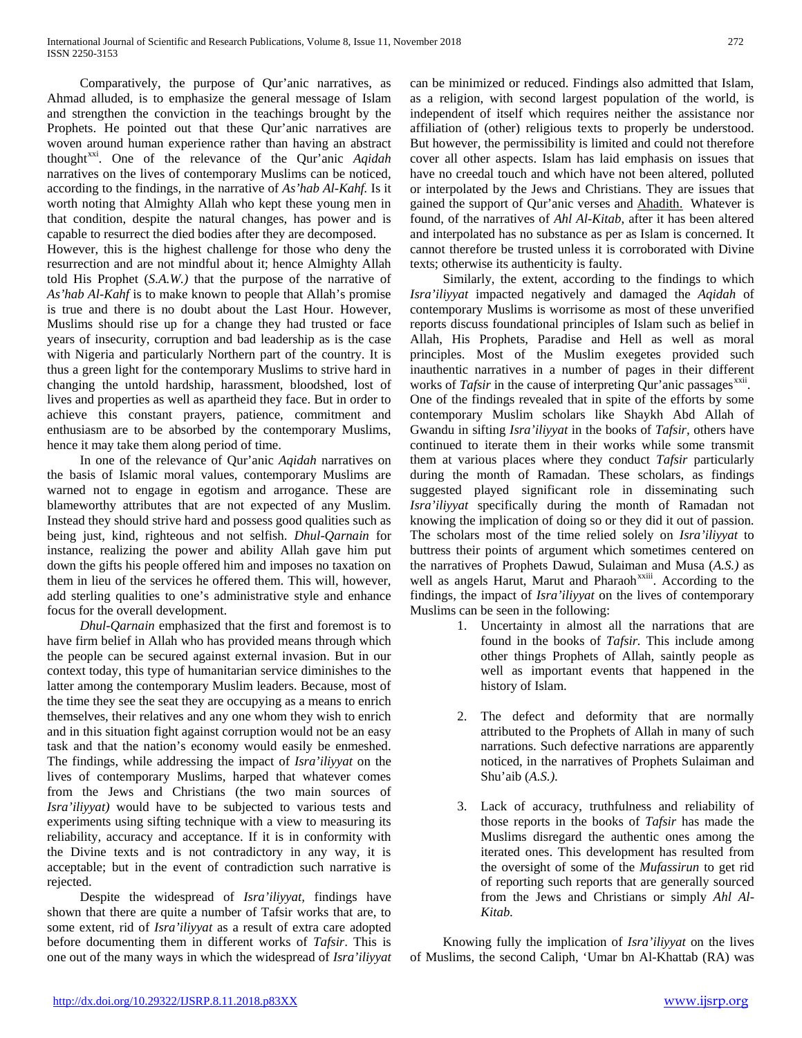Comparatively, the purpose of Qur'anic narratives, as Ahmad alluded, is to emphasize the general message of Islam and strengthen the conviction in the teachings brought by the Prophets. He pointed out that these Qur'anic narratives are woven around human experience rather than having an abstract thought[xxi]. One of the relevance of the Qur'anic *Aqidah* narratives on the lives of contemporary Muslims can be noticed, according to the findings, in the narrative of *As'hab Al-Kahf.* Is it worth noting that Almighty Allah who kept these young men in that condition, despite the natural changes, has power and is capable to resurrect the died bodies after they are decomposed.

However, this is the highest challenge for those who deny the resurrection and are not mindful about it; hence Almighty Allah told His Prophet (*S.A.W.)* that the purpose of the narrative of *As'hab Al-Kahf* is to make known to people that Allah's promise is true and there is no doubt about the Last Hour. However, Muslims should rise up for a change they had trusted or face years of insecurity, corruption and bad leadership as is the case with Nigeria and particularly Northern part of the country. It is thus a green light for the contemporary Muslims to strive hard in changing the untold hardship, harassment, bloodshed, lost of lives and properties as well as apartheid they face. But in order to achieve this constant prayers, patience, commitment and enthusiasm are to be absorbed by the contemporary Muslims, hence it may take them along period of time.

In one of the relevance of Qur'anic *Aqidah* narratives on the basis of Islamic moral values, contemporary Muslims are warned not to engage in egotism and arrogance. These are blameworthy attributes that are not expected of any Muslim. Instead they should strive hard and possess good qualities such as being just, kind, righteous and not selfish. *Dhul-Qarnain* for instance, realizing the power and ability Allah gave him put down the gifts his people offered him and imposes no taxation on them in lieu of the services he offered them. This will, however, add sterling qualities to one's administrative style and enhance focus for the overall development.

*Dhul-Qarnain* emphasized that the first and foremost is to have firm belief in Allah who has provided means through which the people can be secured against external invasion. But in our context today, this type of humanitarian service diminishes to the latter among the contemporary Muslim leaders. Because, most of the time they see the seat they are occupying as a means to enrich themselves, their relatives and any one whom they wish to enrich and in this situation fight against corruption would not be an easy task and that the nation's economy would easily be enmeshed. The findings, while addressing the impact of *Isra'iliyyat* on the lives of contemporary Muslims, harped that whatever comes from the Jews and Christians (the two main sources of *Isra'iliyyat)* would have to be subjected to various tests and experiments using sifting technique with a view to measuring its reliability, accuracy and acceptance. If it is in conformity with the Divine texts and is not contradictory in any way, it is acceptable; but in the event of contradiction such narrative is rejected.

Despite the widespread of *Isra'iliyyat*, findings have shown that there are quite a number of Tafsir works that are, to some extent, rid of *Isra'iliyyat* as a result of extra care adopted before documenting them in different works of *Tafsir*. This is one out of the many ways in which the widespread of *Isra'iliyyat* can be minimized or reduced. Findings also admitted that Islam, as a religion, with second largest population of the world, is independent of itself which requires neither the assistance nor affiliation of (other) religious texts to properly be understood. But however, the permissibility is limited and could not therefore cover all other aspects. Islam has laid emphasis on issues that have no creedal touch and which have not been altered, polluted or interpolated by the Jews and Christians. They are issues that gained the support of Qur'anic verses and Ahadith. Whatever is found, of the narratives of *Ahl Al-Kitab*, after it has been altered and interpolated has no substance as per as Islam is concerned. It cannot therefore be trusted unless it is corroborated with Divine texts; otherwise its authenticity is faulty.

Similarly, the extent, according to the findings to which *Isra'iliyyat* impacted negatively and damaged the *Aqidah* of contemporary Muslims is worrisome as most of these unverified reports discuss foundational principles of Islam such as belief in Allah, His Prophets, Paradise and Hell as well as moral principles. Most of the Muslim exegetes provided such inauthentic narratives in a number of pages in their different works of *Tafsir* in the cause of interpreting Qur'anic passages[xxii]. One of the findings revealed that in spite of the efforts by some contemporary Muslim scholars like Shaykh Abd Allah of Gwandu in sifting *Isra'iliyyat* in the books of *Tafsir,* others have continued to iterate them in their works while some transmit them at various places where they conduct *Tafsir* particularly during the month of Ramadan. These scholars, as findings suggested played significant role in disseminating such *Isra'iliyyat* specifically during the month of Ramadan not knowing the implication of doing so or they did it out of passion. The scholars most of the time relied solely on *Isra'iliyyat* to buttress their points of argument which sometimes centered on the narratives of Prophets Dawud, Sulaiman and Musa (*A.S.)* as well as angels Harut, Marut and Pharaoh[xxiii]. According to the findings, the impact of *Isra'iliyyat* on the lives of contemporary Muslims can be seen in the following:

1. Uncertainty in almost all the narrations that are found in the books of *Tafsir.* This include among other things Prophets of Allah, saintly people as well as important events that happened in the history of Islam.

2. The defect and deformity that are normally attributed to the Prophets of Allah in many of such narrations. Such defective narrations are apparently noticed, in the narratives of Prophets Sulaiman and Shu'aib (*A.S.).*

3. Lack of accuracy, truthfulness and reliability of those reports in the books of *Tafsir* has made the Muslims disregard the authentic ones among the iterated ones. This development has resulted from the oversight of some of the *Mufassirun* to get rid of reporting such reports that are generally sourced from the Jews and Christians or simply *Ahl Al-Kitab.*

Knowing fully the implication of *Isra'iliyyat* on the lives of Muslims, the second Caliph, 'Umar bn Al-Khattab (RA) was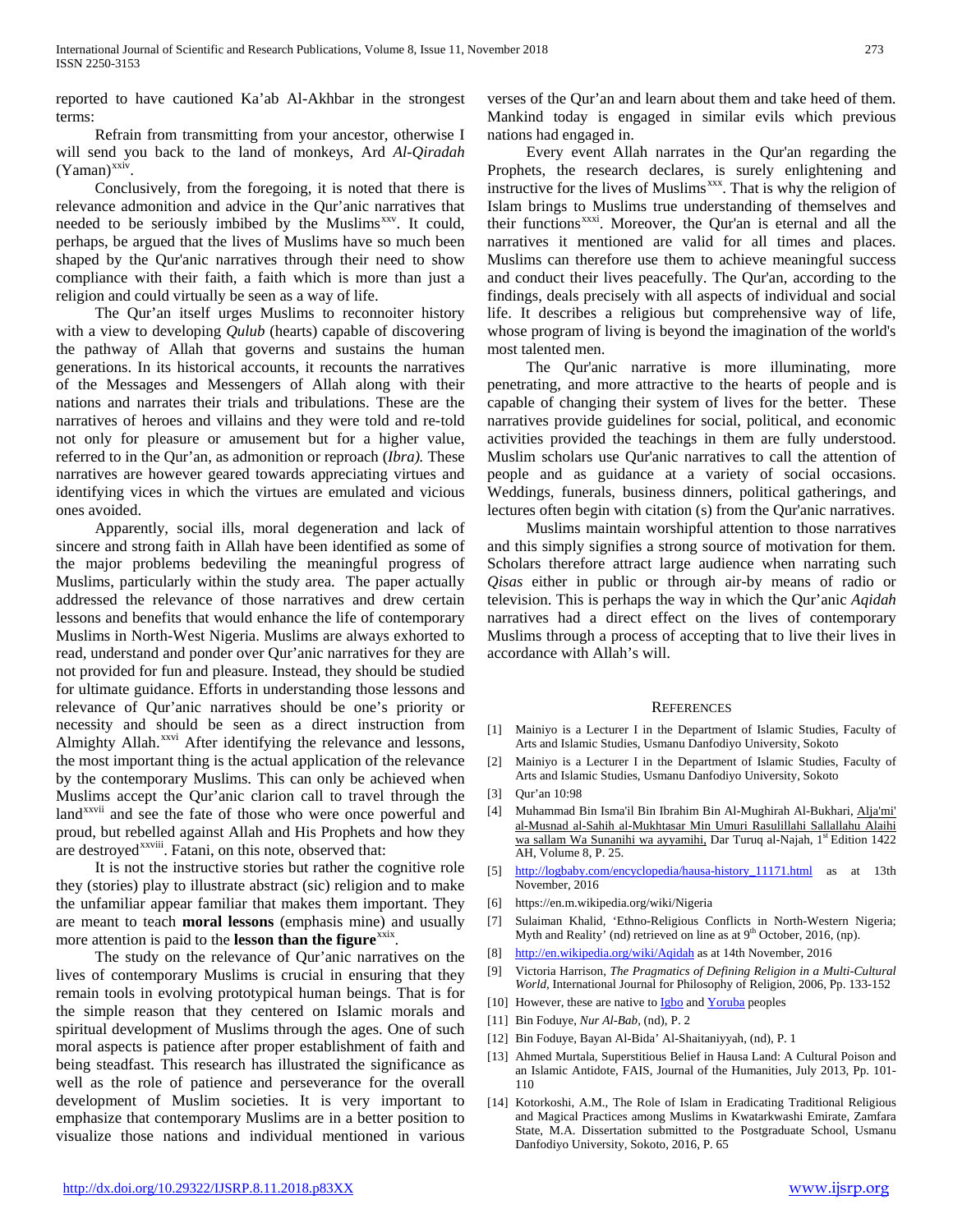reported to have cautioned Ka'ab Al-Akhbar in the strongest terms:

Refrain from transmitting from your ancestor, otherwise I will send you back to the land of monkeys, Ard *Al-Qiradah* (Yaman)[xxiv].

Conclusively, from the foregoing, it is noted that there is relevance admonition and advice in the Qur'anic narratives that needed to be seriously imbibed by the Muslims[xxv]. It could, perhaps, be argued that the lives of Muslims have so much been shaped by the Qur'anic narratives through their need to show compliance with their faith, a faith which is more than just a religion and could virtually be seen as a way of life.

The Qur'an itself urges Muslims to reconnoiter history with a view to developing *Qulub* (hearts) capable of discovering the pathway of Allah that governs and sustains the human generations. In its historical accounts, it recounts the narratives of the Messages and Messengers of Allah along with their nations and narrates their trials and tribulations. These are the narratives of heroes and villains and they were told and re-told not only for pleasure or amusement but for a higher value, referred to in the Qur'an, as admonition or reproach (*Ibra).* These narratives are however geared towards appreciating virtues and identifying vices in which the virtues are emulated and vicious ones avoided.

Apparently, social ills, moral degeneration and lack of sincere and strong faith in Allah have been identified as some of the major problems bedeviling the meaningful progress of Muslims, particularly within the study area. The paper actually addressed the relevance of those narratives and drew certain lessons and benefits that would enhance the life of contemporary Muslims in North-West Nigeria. Muslims are always exhorted to read, understand and ponder over Qur'anic narratives for they are not provided for fun and pleasure. Instead, they should be studied for ultimate guidance. Efforts in understanding those lessons and relevance of Qur'anic narratives should be one's priority or necessity and should be seen as a direct instruction from Almighty Allah.[xxvi] After identifying the relevance and lessons, the most important thing is the actual application of the relevance by the contemporary Muslims. This can only be achieved when Muslims accept the Qur'anic clarion call to travel through the land[xxvii] and see the fate of those who were once powerful and proud, but rebelled against Allah and His Prophets and how they are destroyed[xxviii]. Fatani, on this note, observed that:

It is not the instructive stories but rather the cognitive role they (stories) play to illustrate abstract (sic) religion and to make the unfamiliar appear familiar that makes them important. They are meant to teach **moral lessons** (emphasis mine) and usually more attention is paid to the **lesson than the figure**[xxix].

The study on the relevance of Qur'anic narratives on the lives of contemporary Muslims is crucial in ensuring that they remain tools in evolving prototypical human beings. That is for the simple reason that they centered on Islamic morals and spiritual development of Muslims through the ages. One of such moral aspects is patience after proper establishment of faith and being steadfast. This research has illustrated the significance as well as the role of patience and perseverance for the overall development of Muslim societies. It is very important to emphasize that contemporary Muslims are in a better position to visualize those nations and individual mentioned in various verses of the Qur'an and learn about them and take heed of them. Mankind today is engaged in similar evils which previous nations had engaged in.

Every event Allah narrates in the Qur'an regarding the Prophets, the research declares, is surely enlightening and instructive for the lives of Muslims[xxx]. That is why the religion of Islam brings to Muslims true understanding of themselves and their functions[xxxi]. Moreover, the Qur'an is eternal and all the narratives it mentioned are valid for all times and places. Muslims can therefore use them to achieve meaningful success and conduct their lives peacefully. The Qur'an, according to the findings, deals precisely with all aspects of individual and social life. It describes a religious but comprehensive way of life, whose program of living is beyond the imagination of the world's most talented men.

The Qur'anic narrative is more illuminating, more penetrating, and more attractive to the hearts of people and is capable of changing their system of lives for the better. These narratives provide guidelines for social, political, and economic activities provided the teachings in them are fully understood. Muslim scholars use Qur'anic narratives to call the attention of people and as guidance at a variety of social occasions. Weddings, funerals, business dinners, political gatherings, and lectures often begin with citation (s) from the Qur'anic narratives.

Muslims maintain worshipful attention to those narratives and this simply signifies a strong source of motivation for them. Scholars therefore attract large audience when narrating such *Qisas* either in public or through air-by means of radio or television. This is perhaps the way in which the Qur'anic *Aqidah* narratives had a direct effect on the lives of contemporary Muslims through a process of accepting that to live their lives in accordance with Allah's will.

## References

[1] Mainiyo is a Lecturer I in the Department of Islamic Studies, Faculty of Arts and Islamic Studies, Usmanu Danfodiyo University, Sokoto

[2] Mainiyo is a Lecturer I in the Department of Islamic Studies, Faculty of Arts and Islamic Studies, Usmanu Danfodiyo University, Sokoto

[3] Qur'an 10:98

[4] Muhammad Bin Isma'il Bin Ibrahim Bin Al-Mughirah Al-Bukhari, Alja'mi' al-Musnad al-Sahih al-Mukhtasar Min Umuri Rasulillahi Sallallahu Alaihi wa sallam Wa Sunanihi wa ayyamihi, Dar Turuq al-Najah, 1st Edition 1422 AH, Volume 8, P. 25.

[5] http://logbaby.com/encyclopedia/hausa-history_11171.html as at 13th November, 2016

[6] https://en.m.wikipedia.org/wiki/Nigeria

[7] Sulaiman Khalid, 'Ethno-Religious Conflicts in North-Western Nigeria; Myth and Reality' (nd) retrieved on line as at 9th October, 2016, (np).

[8] http://en.wikipedia.org/wiki/Aqidah as at 14th November, 2016

[9] Victoria Harrison, *The Pragmatics of Defining Religion in a Multi-Cultural World*, International Journal for Philosophy of Religion, 2006, Pp. 133-152

[10] However, these are native to Igbo and Yoruba peoples

[11] Bin Foduye, *Nur Al-Bab*, (nd), P. 2

[12] Bin Foduye, Bayan Al-Bida' Al-Shaitaniyyah, (nd), P. 1

[13] Ahmed Murtala, Superstitious Belief in Hausa Land: A Cultural Poison and an Islamic Antidote, FAIS, Journal of the Humanities, July 2013, Pp. 101-110

[14] Kotorkoshi, A.M., The Role of Islam in Eradicating Traditional Religious and Magical Practices among Muslims in Kwatarkwashi Emirate, Zamfara State, M.A. Dissertation submitted to the Postgraduate School, Usmanu Danfodiyo University, Sokoto, 2016, P. 65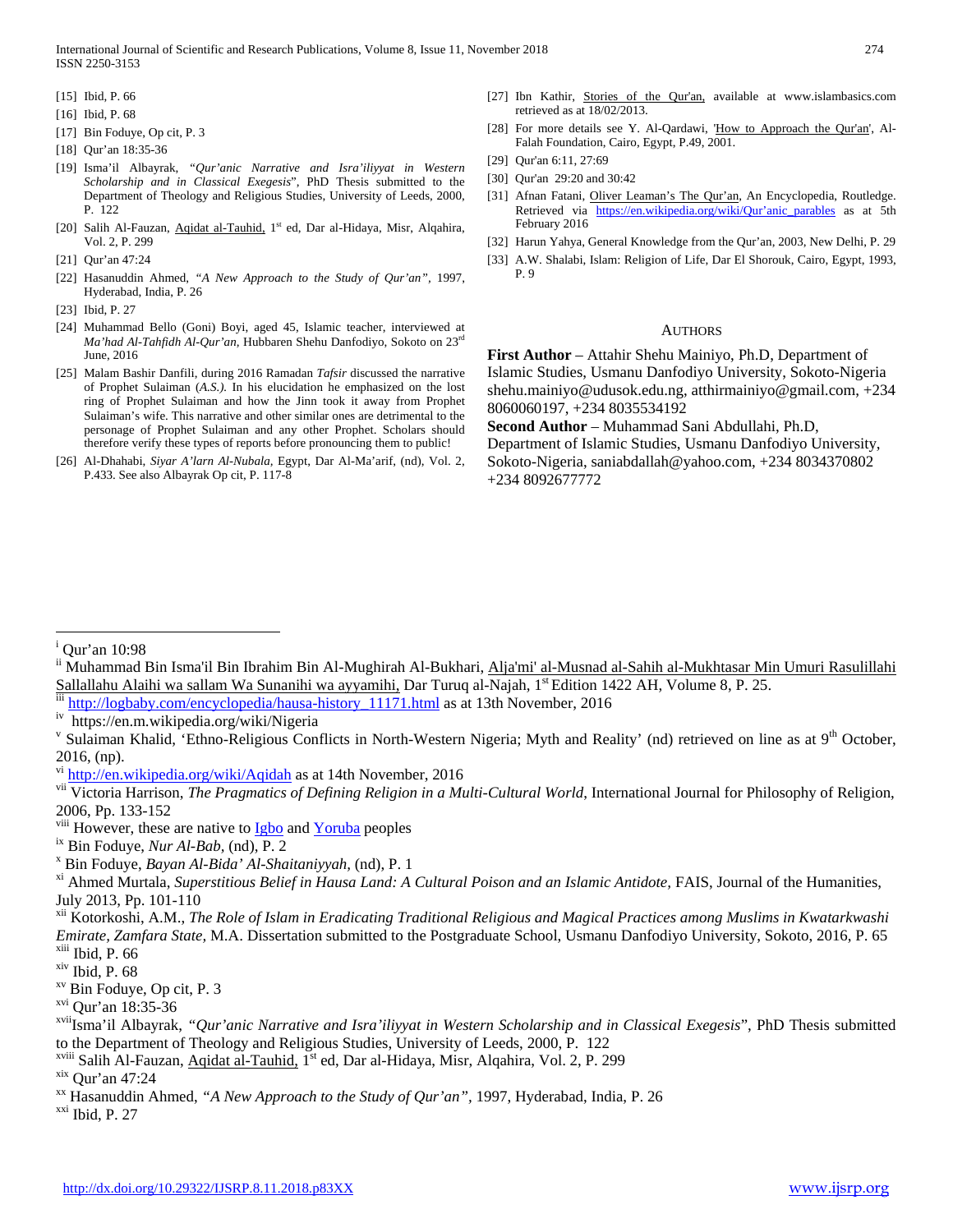[15] Ibid, P. 66

[16] Ibid, P. 68

[17] Bin Foduye, Op cit, P. 3

[18] Qur'an 18:35-36

[19] Isma'il Albayrak, *"Qur'anic Narrative and Isra'iliyyat in Western Scholarship and in Classical Exegesis*", PhD Thesis submitted to the Department of Theology and Religious Studies, University of Leeds, 2000, P. 122

[20] Salih Al-Fauzan, Aqidat al-Tauhid, 1st ed, Dar al-Hidaya, Misr, Alqahira, Vol. 2, P. 299

[21] Qur'an 47:24

[22] Hasanuddin Ahmed, *"A New Approach to the Study of Qur'an"*, 1997, Hyderabad, India, P. 26

[23] Ibid, P. 27

[24] Muhammad Bello (Goni) Boyi, aged 45, Islamic teacher, interviewed at *Ma'had Al-Tahfidh Al-Qur'an,* Hubbaren Shehu Danfodiyo, Sokoto on 23rd June, 2016

[25] Malam Bashir Danfili, during 2016 Ramadan *Tafsir* discussed the narrative of Prophet Sulaiman (*A.S.).* In his elucidation he emphasized on the lost ring of Prophet Sulaiman and how the Jinn took it away from Prophet Sulaiman's wife. This narrative and other similar ones are detrimental to the personage of Prophet Sulaiman and any other Prophet. Scholars should therefore verify these types of reports before pronouncing them to public!

[26] Al-Dhahabi, *Siyar A'larn Al-Nubala,* Egypt, Dar Al-Ma'arif, (nd), Vol. 2, P.433. See also Albayrak Op cit, P. 117-8

[27] Ibn Kathir, Stories of the Qur'an, available at www.islambasics.com retrieved as at 18/02/2013.

[28] For more details see Y. Al-Qardawi, 'How to Approach the Qur'an', Al-Falah Foundation, Cairo, Egypt, P.49, 2001.

[29] Qur'an 6:11, 27:69

[30] Qur'an 29:20 and 30:42

[31] Afnan Fatani, Oliver Leaman's The Qur'an, An Encyclopedia, Routledge. Retrieved via https://en.wikipedia.org/wiki/Qur'anic_parables as at 5th February 2016

[32] Harun Yahya, General Knowledge from the Qur'an, 2003, New Delhi, P. 29

[33] A.W. Shalabi, Islam: Religion of Life, Dar El Shorouk, Cairo, Egypt, 1993, P. 9

## AUTHORS

**First Author** – Attahir Shehu Mainiyo, Ph.D, Department of Islamic Studies, Usmanu Danfodiyo University, Sokoto-Nigeria shehu.mainiyo@udusok.edu.ng, atthirmainiyo@gmail.com, +234 8060060197, +234 8035534192

**Second Author** – Muhammad Sani Abdullahi, Ph.D, Department of Islamic Studies, Usmanu Danfodiyo University, Sokoto-Nigeria, saniabdallah@yahoo.com, +234 8034370802 +234 8092677772

---

[i] Qur'an 10:98

[ii] Muhammad Bin Isma'il Bin Ibrahim Bin Al-Mughirah Al-Bukhari, Alja'mi' al-Musnad al-Sahih al-Mukhtasar Min Umuri Rasulillahi Sallallahu Alaihi wa sallam Wa Sunanihi wa ayyamihi, Dar Turuq al-Najah, 1st Edition 1422 AH, Volume 8, P. 25.

[iii] http://logbaby.com/encyclopedia/hausa-history_11171.html as at 13th November, 2016

[iv] https://en.m.wikipedia.org/wiki/Nigeria

[v] Sulaiman Khalid, 'Ethno-Religious Conflicts in North-Western Nigeria; Myth and Reality' (nd) retrieved on line as at 9th October, 2016, (np).

[vi] http://en.wikipedia.org/wiki/Aqidah as at 14th November, 2016

[vii] Victoria Harrison, *The Pragmatics of Defining Religion in a Multi-Cultural World*, International Journal for Philosophy of Religion, 2006, Pp. 133-152

[viii] However, these are native to Igbo and Yoruba peoples

[ix] Bin Foduye, *Nur Al-Bab*, (nd), P. 2

[x] Bin Foduye, *Bayan Al-Bida' Al-Shaitaniyyah*, (nd), P. 1

[xi] Ahmed Murtala, *Superstitious Belief in Hausa Land: A Cultural Poison and an Islamic Antidote,* FAIS, Journal of the Humanities, July 2013, Pp. 101-110

[xii] Kotorkoshi, A.M., *The Role of Islam in Eradicating Traditional Religious and Magical Practices among Muslims in Kwatarkwashi Emirate, Zamfara State,* M.A. Dissertation submitted to the Postgraduate School, Usmanu Danfodiyo University, Sokoto, 2016, P. 65

[xiii] Ibid, P. 66

[xiv] Ibid, P. 68

[xv] Bin Foduye, Op cit, P. 3

[xvi] Qur'an 18:35-36

[xvii] Isma'il Albayrak, *"Qur'anic Narrative and Isra'iliyyat in Western Scholarship and in Classical Exegesis*", PhD Thesis submitted to the Department of Theology and Religious Studies, University of Leeds, 2000, P. 122

[xviii] Salih Al-Fauzan, Aqidat al-Tauhid, 1st ed, Dar al-Hidaya, Misr, Alqahira, Vol. 2, P. 299

[xix] Qur'an 47:24

[xx] Hasanuddin Ahmed, *"A New Approach to the Study of Qur'an"*, 1997, Hyderabad, India, P. 26

[xxi] Ibid, P. 27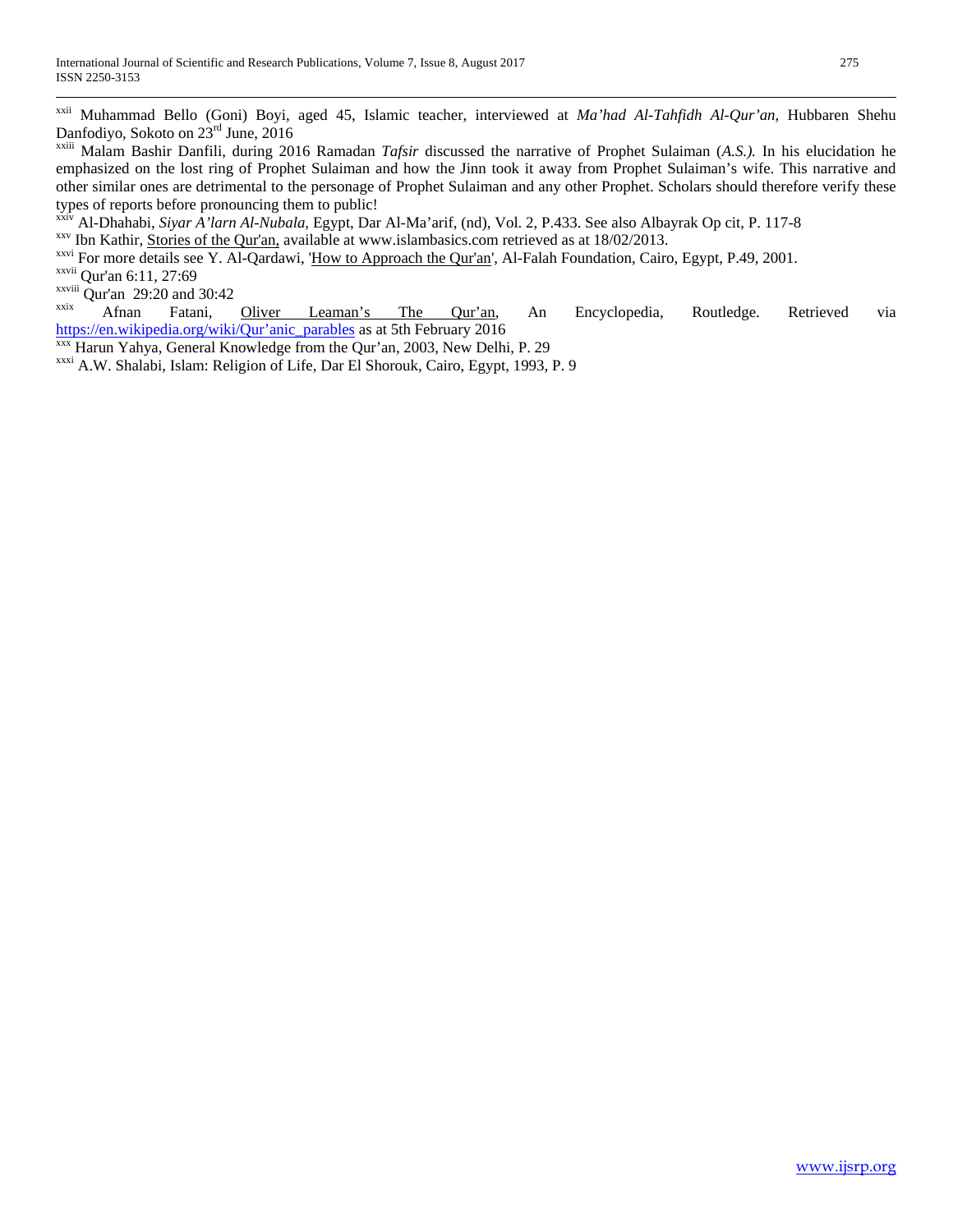[xxii] Muhammad Bello (Goni) Boyi, aged 45, Islamic teacher, interviewed at *Ma'had Al-Tahfidh Al-Qur'an,* Hubbaren Shehu Danfodiyo, Sokoto on 23rd June, 2016

[xxiii] Malam Bashir Danfili, during 2016 Ramadan *Tafsir* discussed the narrative of Prophet Sulaiman (*A.S.).* In his elucidation he emphasized on the lost ring of Prophet Sulaiman and how the Jinn took it away from Prophet Sulaiman's wife. This narrative and other similar ones are detrimental to the personage of Prophet Sulaiman and any other Prophet. Scholars should therefore verify these types of reports before pronouncing them to public!

[xxiv] Al-Dhahabi, *Siyar A'larn Al-Nubala,* Egypt, Dar Al-Ma'arif, (nd), Vol. 2, P.433. See also Albayrak Op cit, P. 117-8

[xxv] Ibn Kathir, Stories of the Qur'an, available at www.islambasics.com retrieved as at 18/02/2013.

[xxvi] For more details see Y. Al-Qardawi, 'How to Approach the Qur'an', Al-Falah Foundation, Cairo, Egypt, P.49, 2001.

[xxvii] Qur'an 6:11, 27:69

[xxviii] Qur'an 29:20 and 30:42

[xxix] Afnan Fatani, Oliver Leaman's The Qur'an, An Encyclopedia, Routledge. Retrieved via https://en.wikipedia.org/wiki/Qur'anic_parables as at 5th February 2016

[xxx] Harun Yahya, General Knowledge from the Qur'an, 2003, New Delhi, P. 29

[xxxi] A.W. Shalabi, Islam: Religion of Life, Dar El Shorouk, Cairo, Egypt, 1993, P. 9